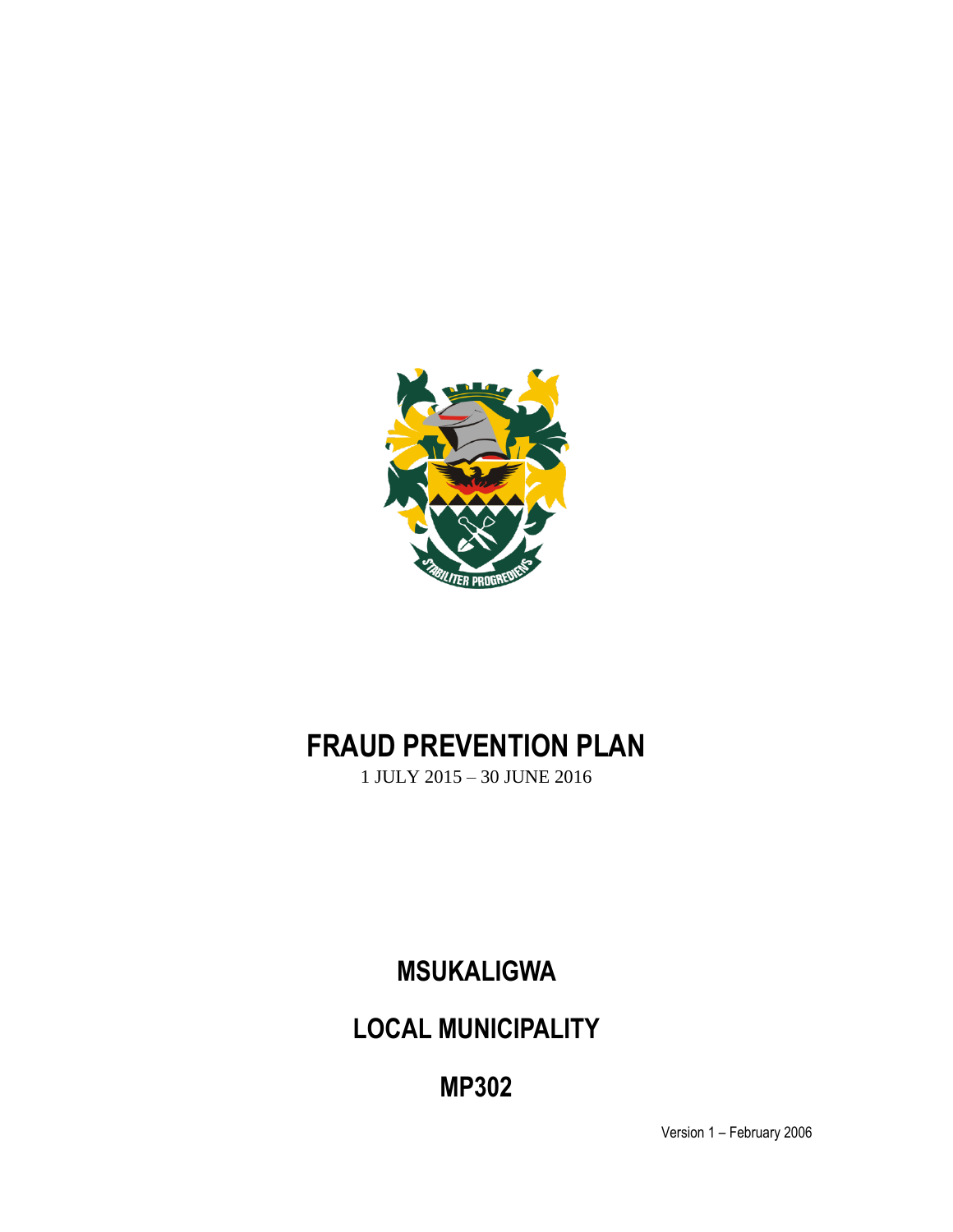# FRAUD PREVENTION PLAN

1 JULY 2015 – 30 JUNE 2016

## MSUKALIGWA

## LOCAL MUNICIPALITY

## MP302

Version 1 – February 2006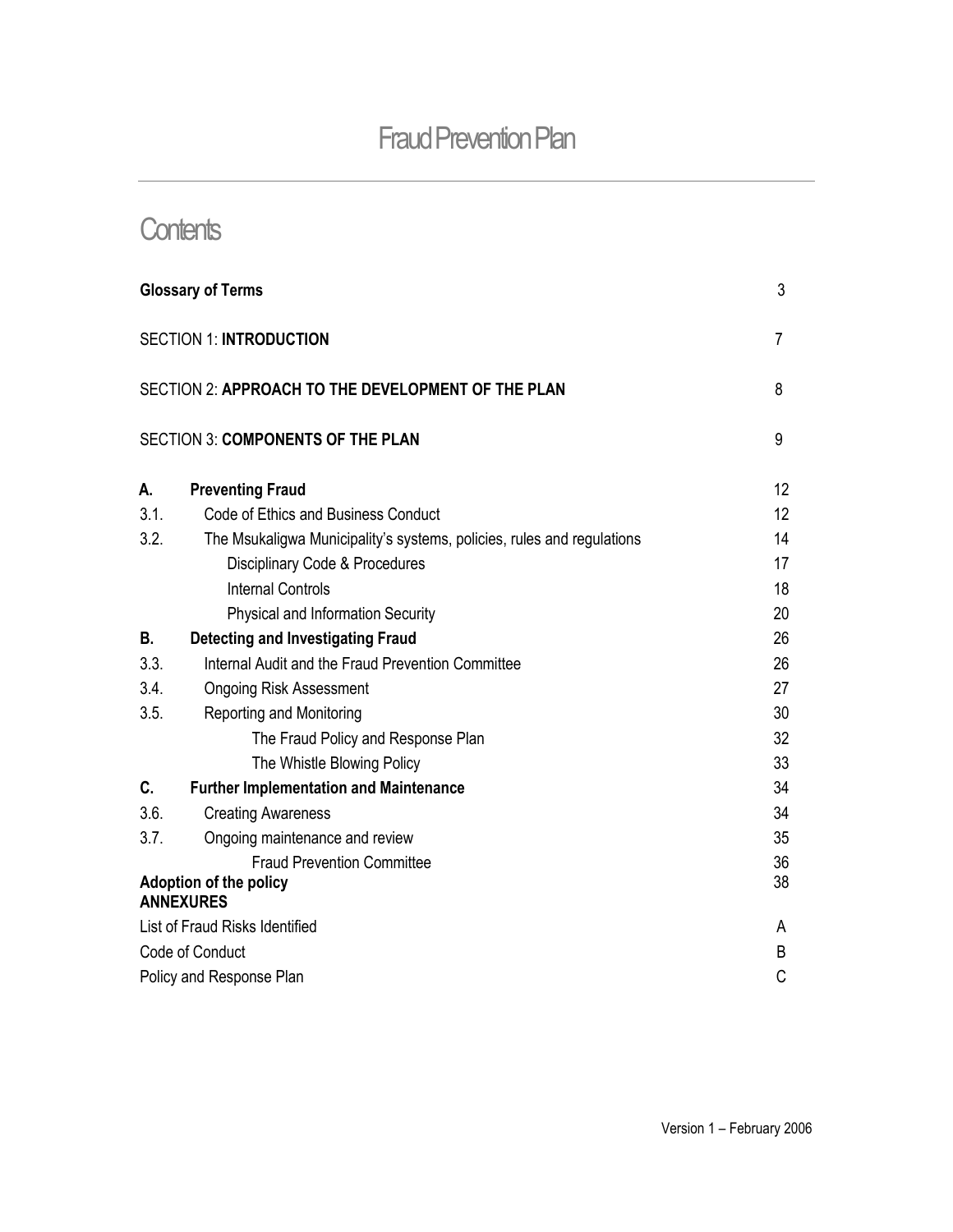# Fraud Prevention Plan

## Contents

| | | |
|---|---|---|
| **Glossary of Terms** | | 3 |
| SECTION 1: **INTRODUCTION** | | 7 |
| SECTION 2: **APPROACH TO THE DEVELOPMENT OF THE PLAN** | | 8 |
| SECTION 3: **COMPONENTS OF THE PLAN** | | 9 |
| **A.** | **Preventing Fraud** | 12 |
| 3.1. | Code of Ethics and Business Conduct | 12 |
| 3.2. | The Msukaligwa Municipality's systems, policies, rules and regulations | 14 |
| | Disciplinary Code & Procedures | 17 |
| | Internal Controls | 18 |
| | Physical and Information Security | 20 |
| **B.** | **Detecting and Investigating Fraud** | 26 |
| 3.3. | Internal Audit and the Fraud Prevention Committee | 26 |
| 3.4. | Ongoing Risk Assessment | 27 |
| 3.5. | Reporting and Monitoring | 30 |
| | The Fraud Policy and Response Plan | 32 |
| | The Whistle Blowing Policy | 33 |
| **C.** | **Further Implementation and Maintenance** | 34 |
| 3.6. | Creating Awareness | 34 |
| 3.7. | Ongoing maintenance and review | 35 |
| | Fraud Prevention Committee | 36 |
| **Adoption of the policy** | | 38 |
| **ANNEXURES** | | |
| List of Fraud Risks Identified | | A |
| Code of Conduct | | B |
| Policy and Response Plan | | C |

Version 1 – February 2006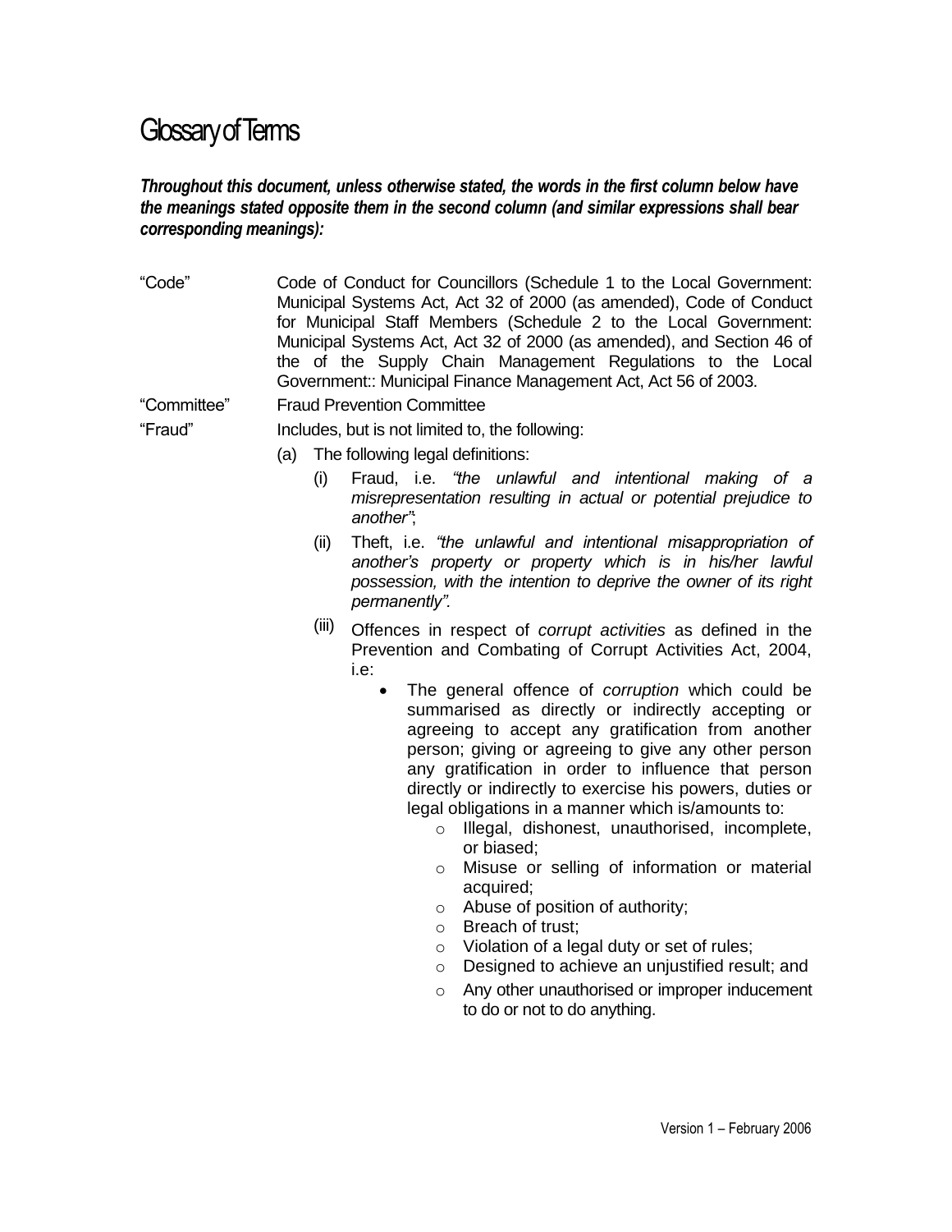# Glossary of Terms

***Throughout this document, unless otherwise stated, the words in the first column below have the meanings stated opposite them in the second column (and similar expressions shall bear corresponding meanings):***

"Code" — Code of Conduct for Councillors (Schedule 1 to the Local Government: Municipal Systems Act, Act 32 of 2000 (as amended), Code of Conduct for Municipal Staff Members (Schedule 2 to the Local Government: Municipal Systems Act, Act 32 of 2000 (as amended), and Section 46 of the of the Supply Chain Management Regulations to the Local Government:: Municipal Finance Management Act, Act 56 of 2003.

"Committee" — Fraud Prevention Committee

"Fraud" — Includes, but is not limited to, the following:

(a) The following legal definitions:

(i) Fraud, i.e. *"the unlawful and intentional making of a misrepresentation resulting in actual or potential prejudice to another"*;

(ii) Theft, i.e. *"the unlawful and intentional misappropriation of another's property or property which is in his/her lawful possession, with the intention to deprive the owner of its right permanently".*

(iii) Offences in respect of *corrupt activities* as defined in the Prevention and Combating of Corrupt Activities Act, 2004, i.e:

- The general offence of *corruption* which could be summarised as directly or indirectly accepting or agreeing to accept any gratification from another person; giving or agreeing to give any other person any gratification in order to influence that person directly or indirectly to exercise his powers, duties or legal obligations in a manner which is/amounts to:
  - Illegal, dishonest, unauthorised, incomplete, or biased;
  - Misuse or selling of information or material acquired;
  - Abuse of position of authority;
  - Breach of trust;
  - Violation of a legal duty or set of rules;
  - Designed to achieve an unjustified result; and
  - Any other unauthorised or improper inducement to do or not to do anything.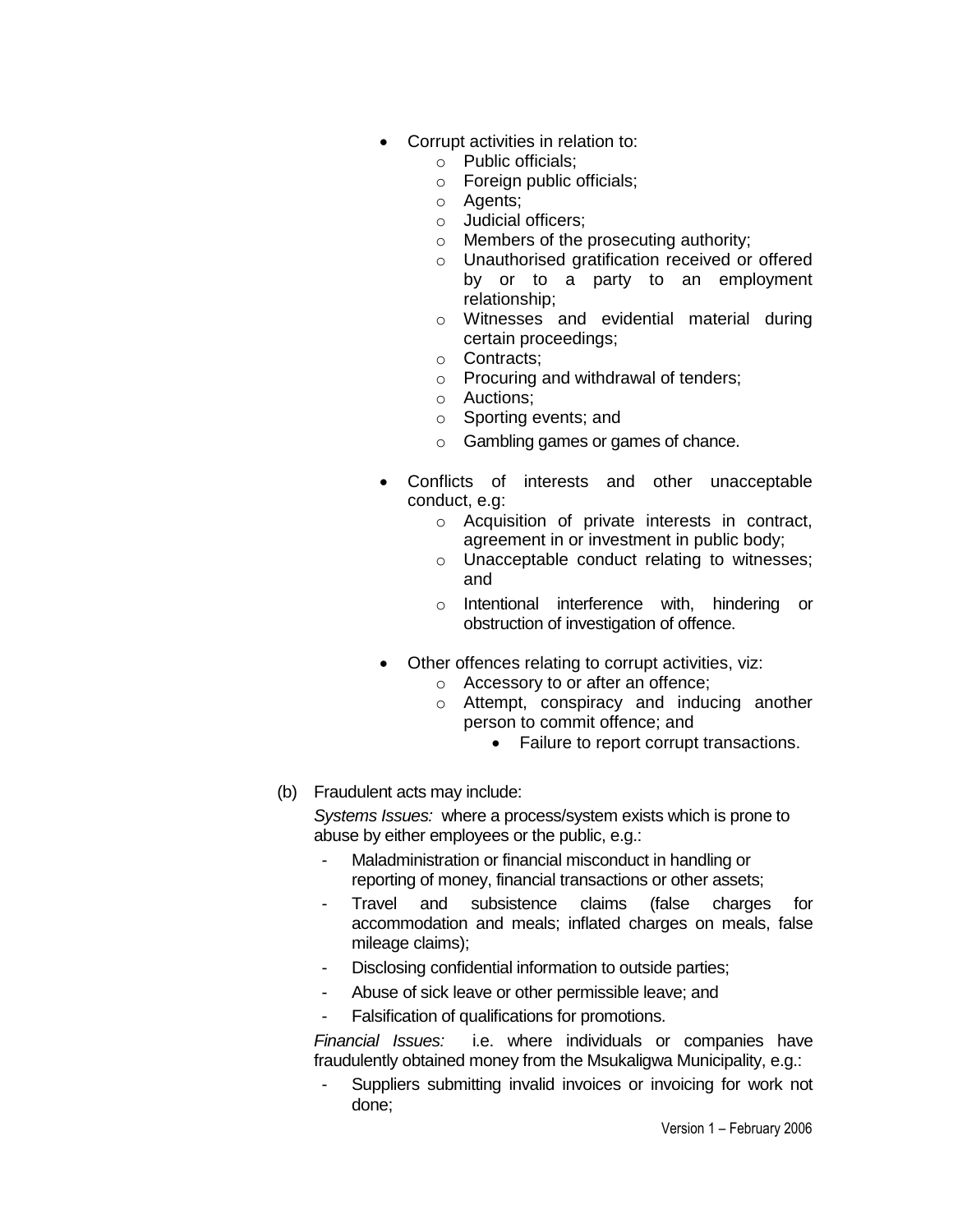- Corrupt activities in relation to:
  - Public officials;
  - Foreign public officials;
  - Agents;
  - Judicial officers;
  - Members of the prosecuting authority;
  - Unauthorised gratification received or offered by or to a party to an employment relationship;
  - Witnesses and evidential material during certain proceedings;
  - Contracts;
  - Procuring and withdrawal of tenders;
  - Auctions;
  - Sporting events; and
  - Gambling games or games of chance.

- Conflicts of interests and other unacceptable conduct, e.g:
  - Acquisition of private interests in contract, agreement in or investment in public body;
  - Unacceptable conduct relating to witnesses; and
  - Intentional interference with, hindering or obstruction of investigation of offence.

- Other offences relating to corrupt activities, viz:
  - Accessory to or after an offence;
  - Attempt, conspiracy and inducing another person to commit offence; and
    - Failure to report corrupt transactions.

(b) Fraudulent acts may include:

*Systems Issues:* where a process/system exists which is prone to abuse by either employees or the public, e.g.:

- Maladministration or financial misconduct in handling or reporting of money, financial transactions or other assets;
- Travel and subsistence claims (false charges for accommodation and meals; inflated charges on meals, false mileage claims);
- Disclosing confidential information to outside parties;
- Abuse of sick leave or other permissible leave; and
- Falsification of qualifications for promotions.

*Financial Issues:* i.e. where individuals or companies have fraudulently obtained money from the Msukaligwa Municipality, e.g.:

- Suppliers submitting invalid invoices or invoicing for work not done;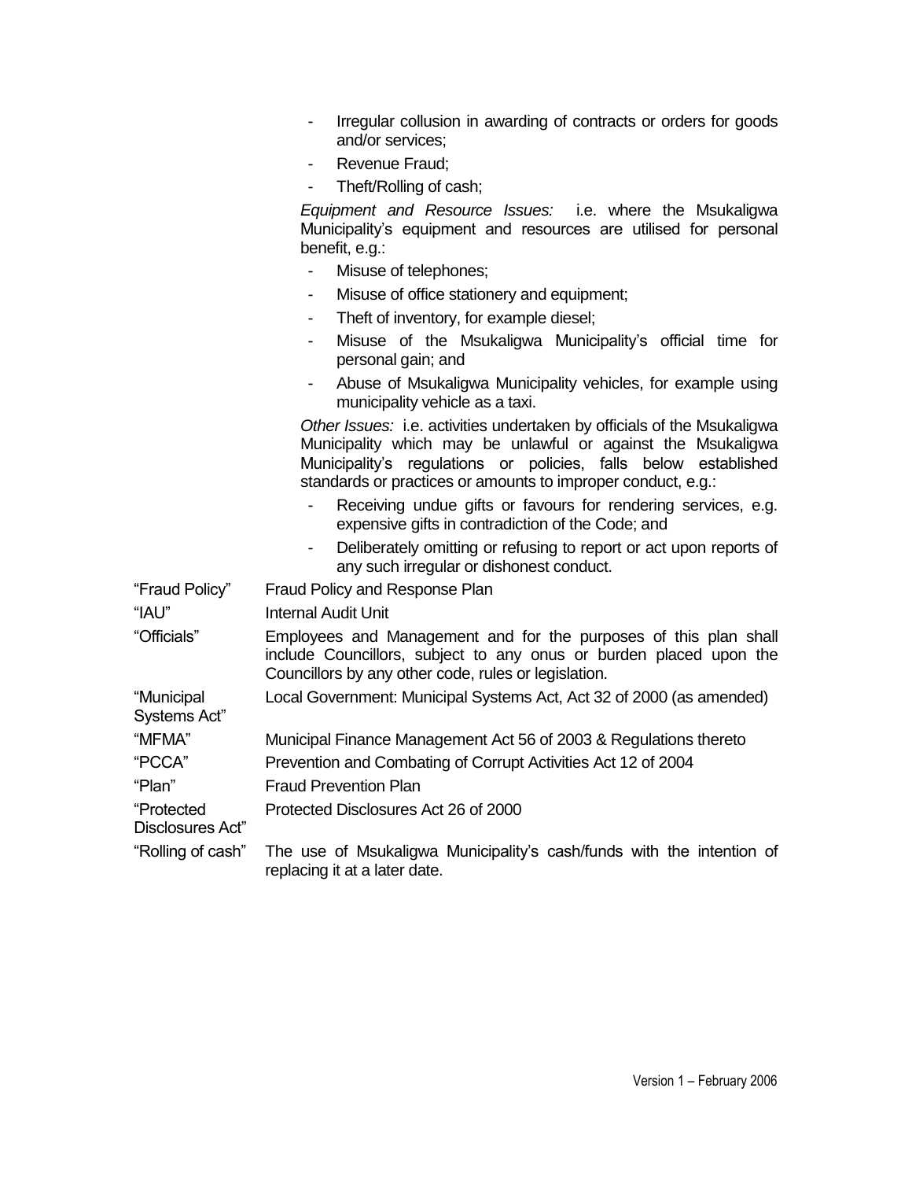- Irregular collusion in awarding of contracts or orders for goods and/or services;
- Revenue Fraud;
- Theft/Rolling of cash;

*Equipment and Resource Issues:* i.e. where the Msukaligwa Municipality's equipment and resources are utilised for personal benefit, e.g.:

- Misuse of telephones;
- Misuse of office stationery and equipment;
- Theft of inventory, for example diesel;
- Misuse of the Msukaligwa Municipality's official time for personal gain; and
- Abuse of Msukaligwa Municipality vehicles, for example using municipality vehicle as a taxi.

*Other Issues:* i.e. activities undertaken by officials of the Msukaligwa Municipality which may be unlawful or against the Msukaligwa Municipality's regulations or policies, falls below established standards or practices or amounts to improper conduct, e.g.:

- Receiving undue gifts or favours for rendering services, e.g. expensive gifts in contradiction of the Code; and
- Deliberately omitting or refusing to report or act upon reports of any such irregular or dishonest conduct.

| | |
|---|---|
| "Fraud Policy" | Fraud Policy and Response Plan |
| "IAU" | Internal Audit Unit |
| "Officials" | Employees and Management and for the purposes of this plan shall include Councillors, subject to any onus or burden placed upon the Councillors by any other code, rules or legislation. |
| "Municipal Systems Act" | Local Government: Municipal Systems Act, Act 32 of 2000 (as amended) |
| "MFMA" | Municipal Finance Management Act 56 of 2003 & Regulations thereto |
| "PCCA" | Prevention and Combating of Corrupt Activities Act 12 of 2004 |
| "Plan" | Fraud Prevention Plan |
| "Protected Disclosures Act" | Protected Disclosures Act 26 of 2000 |
| "Rolling of cash" | The use of Msukaligwa Municipality's cash/funds with the intention of replacing it at a later date. |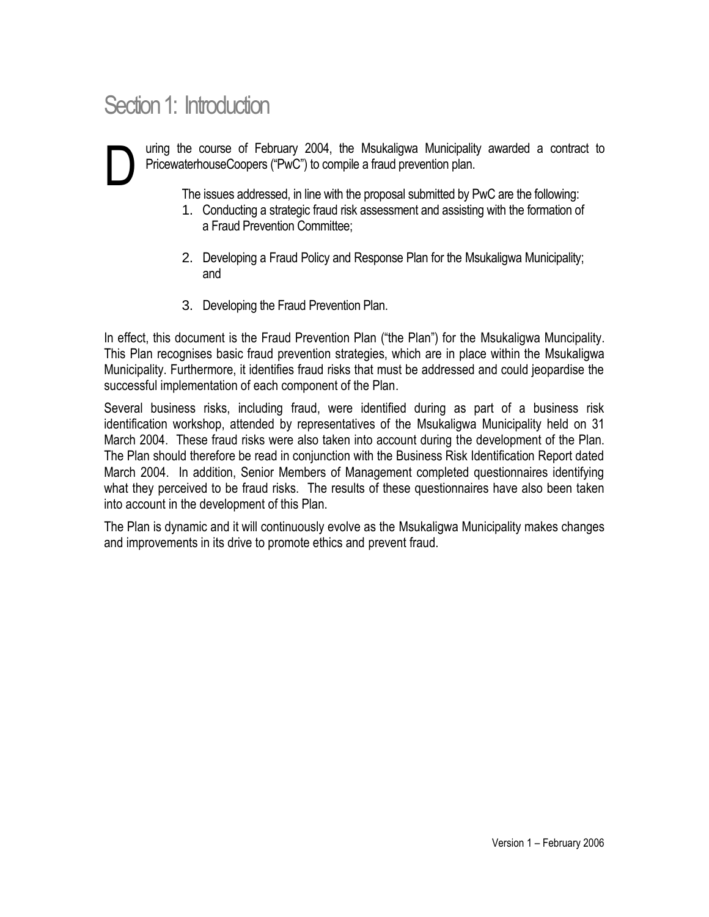# Section 1: Introduction

During the course of February 2004, the Msukaligwa Municipality awarded a contract to PricewaterhouseCoopers ("PwC") to compile a fraud prevention plan.

The issues addressed, in line with the proposal submitted by PwC are the following:

1. Conducting a strategic fraud risk assessment and assisting with the formation of a Fraud Prevention Committee;

2. Developing a Fraud Policy and Response Plan for the Msukaligwa Municipality; and

3. Developing the Fraud Prevention Plan.

In effect, this document is the Fraud Prevention Plan ("the Plan") for the Msukaligwa Muncipality. This Plan recognises basic fraud prevention strategies, which are in place within the Msukaligwa Municipality. Furthermore, it identifies fraud risks that must be addressed and could jeopardise the successful implementation of each component of the Plan.

Several business risks, including fraud, were identified during as part of a business risk identification workshop, attended by representatives of the Msukaligwa Municipality held on 31 March 2004. These fraud risks were also taken into account during the development of the Plan. The Plan should therefore be read in conjunction with the Business Risk Identification Report dated March 2004. In addition, Senior Members of Management completed questionnaires identifying what they perceived to be fraud risks. The results of these questionnaires have also been taken into account in the development of this Plan.

The Plan is dynamic and it will continuously evolve as the Msukaligwa Municipality makes changes and improvements in its drive to promote ethics and prevent fraud.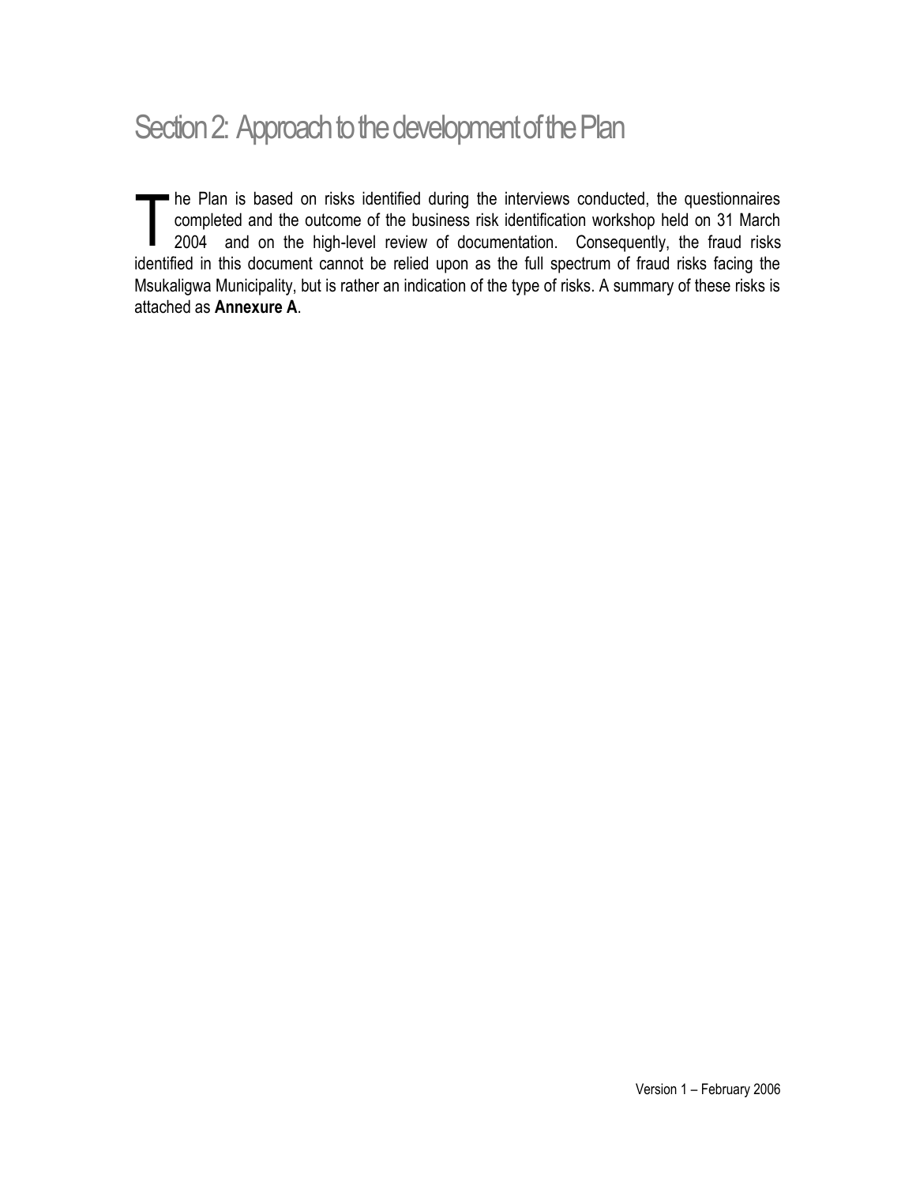# Section 2: Approach to the development of the Plan

The Plan is based on risks identified during the interviews conducted, the questionnaires completed and the outcome of the business risk identification workshop held on 31 March 2004 and on the high-level review of documentation. Consequently, the fraud risks identified in this document cannot be relied upon as the full spectrum of fraud risks facing the Msukaligwa Municipality, but is rather an indication of the type of risks. A summary of these risks is attached as **Annexure A**.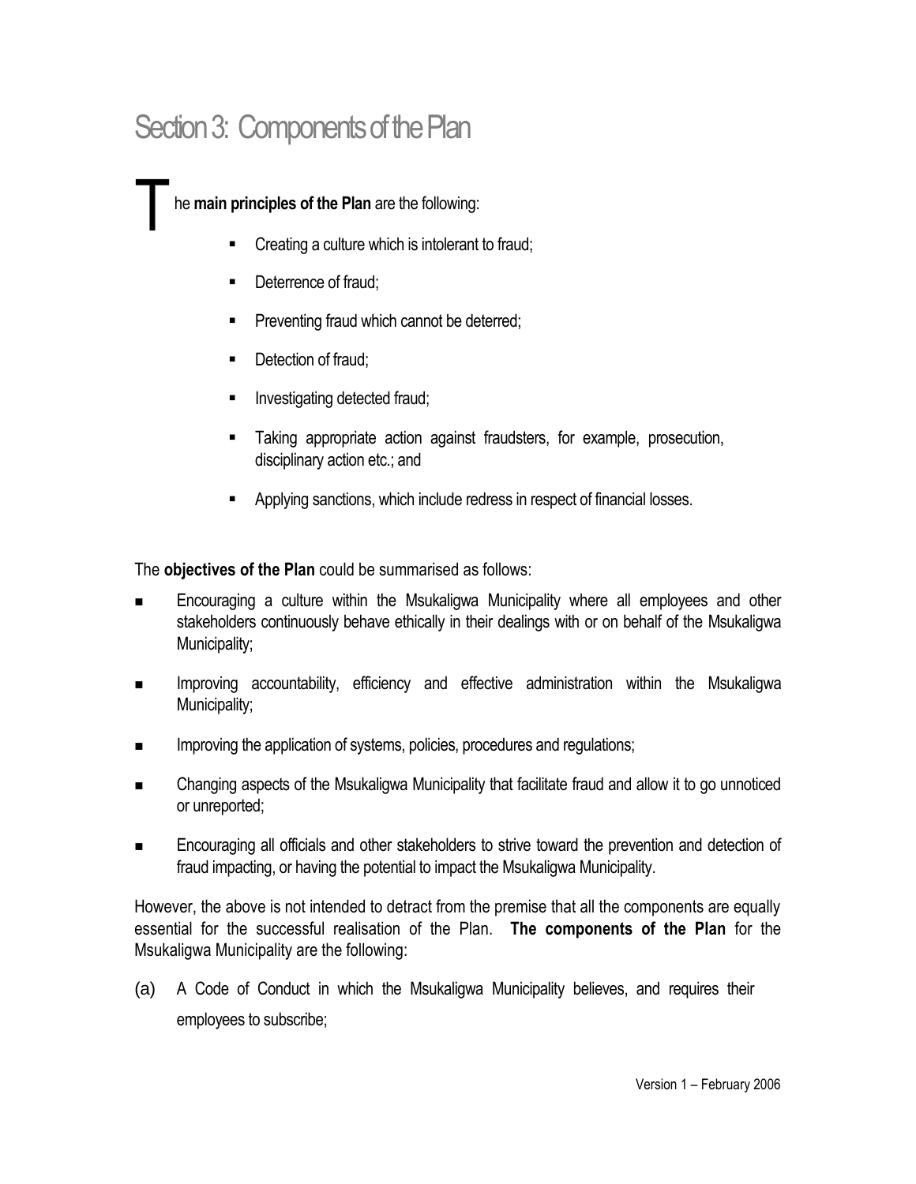# Section 3: Components of the Plan

The **main principles of the Plan** are the following:

- Creating a culture which is intolerant to fraud;
- Deterrence of fraud;
- Preventing fraud which cannot be deterred;
- Detection of fraud;
- Investigating detected fraud;
- Taking appropriate action against fraudsters, for example, prosecution, disciplinary action etc.; and
- Applying sanctions, which include redress in respect of financial losses.

The **objectives of the Plan** could be summarised as follows:

- Encouraging a culture within the Msukaligwa Municipality where all employees and other stakeholders continuously behave ethically in their dealings with or on behalf of the Msukaligwa Municipality;
- Improving accountability, efficiency and effective administration within the Msukaligwa Municipality;
- Improving the application of systems, policies, procedures and regulations;
- Changing aspects of the Msukaligwa Municipality that facilitate fraud and allow it to go unnoticed or unreported;
- Encouraging all officials and other stakeholders to strive toward the prevention and detection of fraud impacting, or having the potential to impact the Msukaligwa Municipality.

However, the above is not intended to detract from the premise that all the components are equally essential for the successful realisation of the Plan. **The components of the Plan** for the Msukaligwa Municipality are the following:

(a) A Code of Conduct in which the Msukaligwa Municipality believes, and requires their employees to subscribe;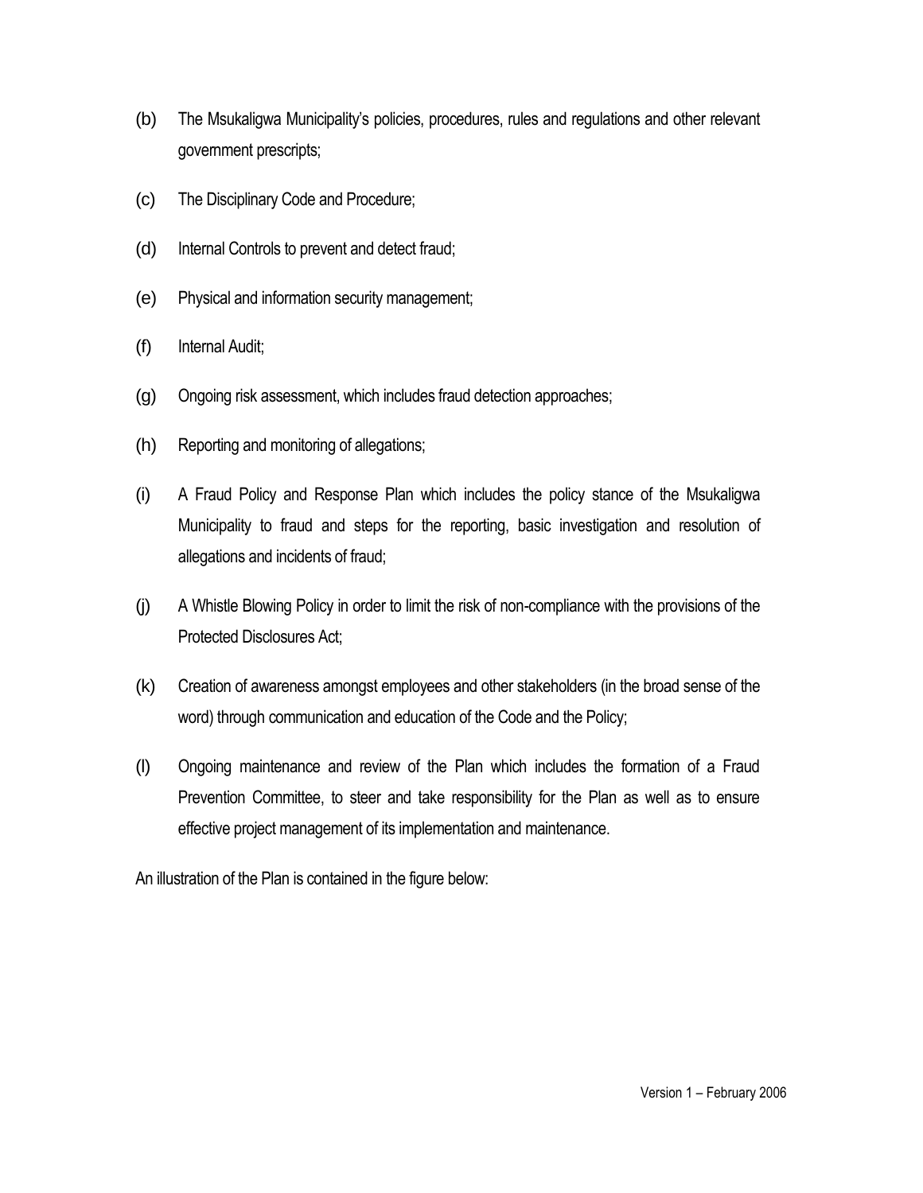(b) The Msukaligwa Municipality's policies, procedures, rules and regulations and other relevant government prescripts;

(c) The Disciplinary Code and Procedure;

(d) Internal Controls to prevent and detect fraud;

(e) Physical and information security management;

(f) Internal Audit;

(g) Ongoing risk assessment, which includes fraud detection approaches;

(h) Reporting and monitoring of allegations;

(i) A Fraud Policy and Response Plan which includes the policy stance of the Msukaligwa Municipality to fraud and steps for the reporting, basic investigation and resolution of allegations and incidents of fraud;

(j) A Whistle Blowing Policy in order to limit the risk of non-compliance with the provisions of the Protected Disclosures Act;

(k) Creation of awareness amongst employees and other stakeholders (in the broad sense of the word) through communication and education of the Code and the Policy;

(l) Ongoing maintenance and review of the Plan which includes the formation of a Fraud Prevention Committee, to steer and take responsibility for the Plan as well as to ensure effective project management of its implementation and maintenance.

An illustration of the Plan is contained in the figure below: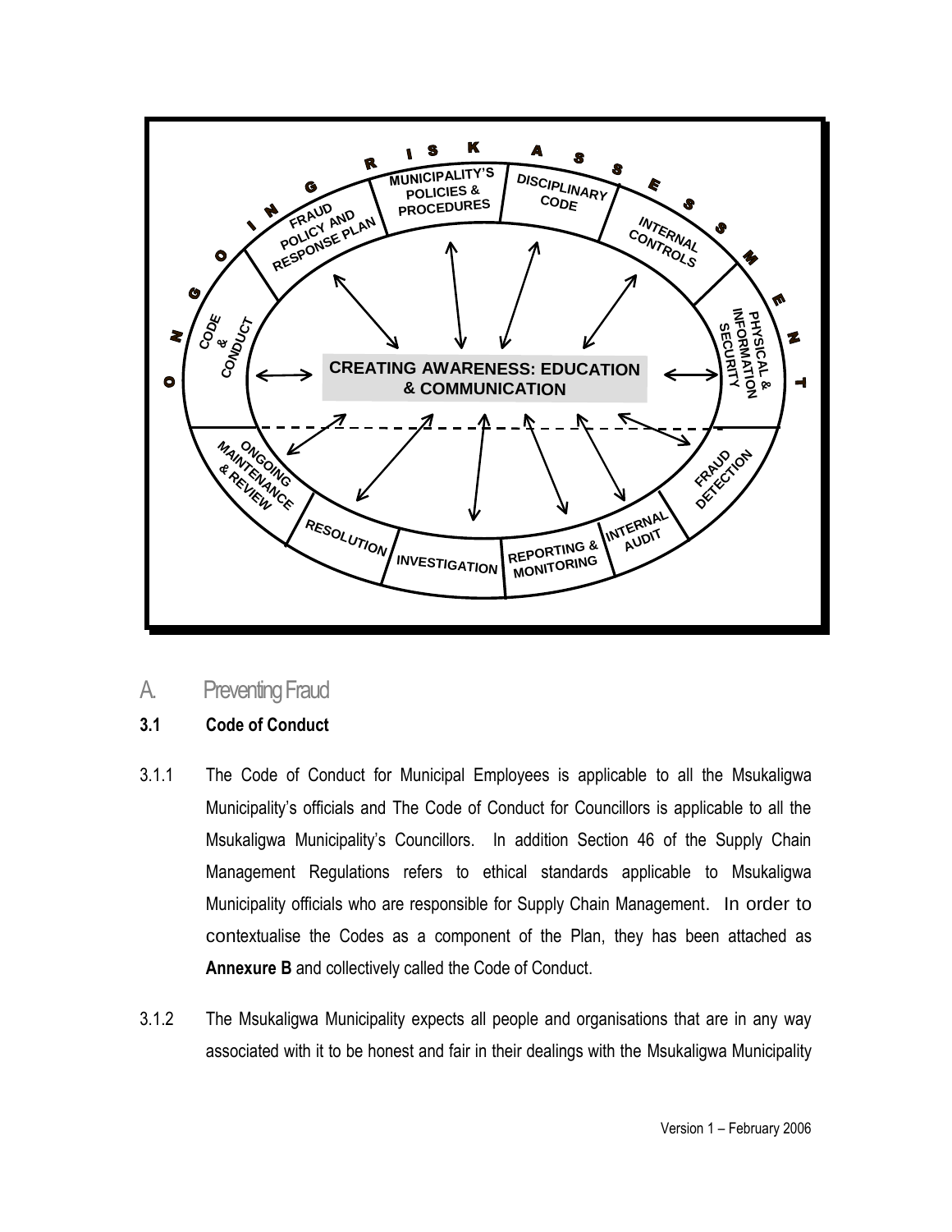## A. Preventing Fraud

### 3.1 Code of Conduct

3.1.1 The Code of Conduct for Municipal Employees is applicable to all the Msukaligwa Municipality's officials and The Code of Conduct for Councillors is applicable to all the Msukaligwa Municipality's Councillors. In addition Section 46 of the Supply Chain Management Regulations refers to ethical standards applicable to Msukaligwa Municipality officials who are responsible for Supply Chain Management. In order to contextualise the Codes as a component of the Plan, they has been attached as **Annexure B** and collectively called the Code of Conduct.

3.1.2 The Msukaligwa Municipality expects all people and organisations that are in any way associated with it to be honest and fair in their dealings with the Msukaligwa Municipality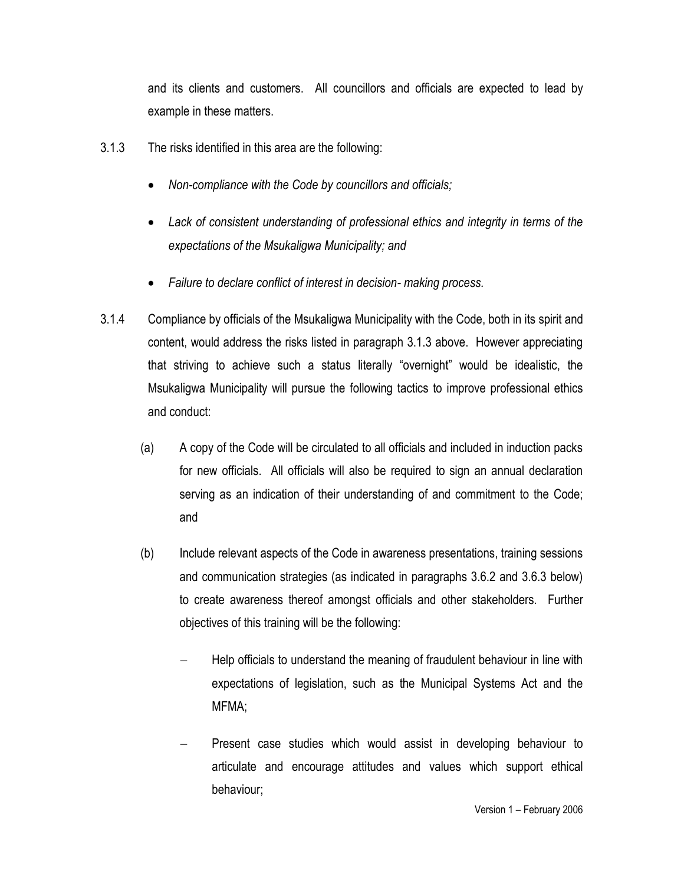and its clients and customers. All councillors and officials are expected to lead by example in these matters.

3.1.3 The risks identified in this area are the following:

- *Non-compliance with the Code by councillors and officials;*
- *Lack of consistent understanding of professional ethics and integrity in terms of the expectations of the Msukaligwa Municipality; and*
- *Failure to declare conflict of interest in decision- making process.*

3.1.4 Compliance by officials of the Msukaligwa Municipality with the Code, both in its spirit and content, would address the risks listed in paragraph 3.1.3 above. However appreciating that striving to achieve such a status literally "overnight" would be idealistic, the Msukaligwa Municipality will pursue the following tactics to improve professional ethics and conduct:

(a) A copy of the Code will be circulated to all officials and included in induction packs for new officials. All officials will also be required to sign an annual declaration serving as an indication of their understanding of and commitment to the Code; and

(b) Include relevant aspects of the Code in awareness presentations, training sessions and communication strategies (as indicated in paragraphs 3.6.2 and 3.6.3 below) to create awareness thereof amongst officials and other stakeholders. Further objectives of this training will be the following:

- Help officials to understand the meaning of fraudulent behaviour in line with expectations of legislation, such as the Municipal Systems Act and the MFMA;
- Present case studies which would assist in developing behaviour to articulate and encourage attitudes and values which support ethical behaviour;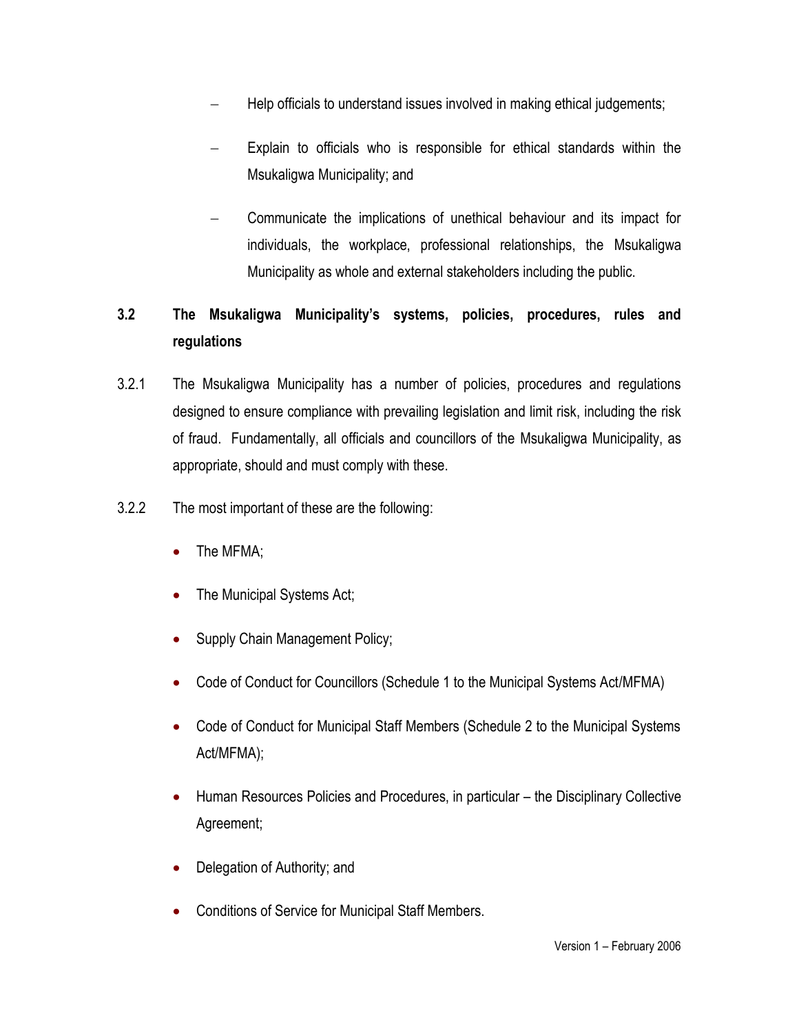- Help officials to understand issues involved in making ethical judgements;
- Explain to officials who is responsible for ethical standards within the Msukaligwa Municipality; and
- Communicate the implications of unethical behaviour and its impact for individuals, the workplace, professional relationships, the Msukaligwa Municipality as whole and external stakeholders including the public.

### 3.2 The Msukaligwa Municipality's systems, policies, procedures, rules and regulations

3.2.1 The Msukaligwa Municipality has a number of policies, procedures and regulations designed to ensure compliance with prevailing legislation and limit risk, including the risk of fraud. Fundamentally, all officials and councillors of the Msukaligwa Municipality, as appropriate, should and must comply with these.

3.2.2 The most important of these are the following:

- The MFMA;
- The Municipal Systems Act;
- Supply Chain Management Policy;
- Code of Conduct for Councillors (Schedule 1 to the Municipal Systems Act/MFMA)
- Code of Conduct for Municipal Staff Members (Schedule 2 to the Municipal Systems Act/MFMA);
- Human Resources Policies and Procedures, in particular – the Disciplinary Collective Agreement;
- Delegation of Authority; and
- Conditions of Service for Municipal Staff Members.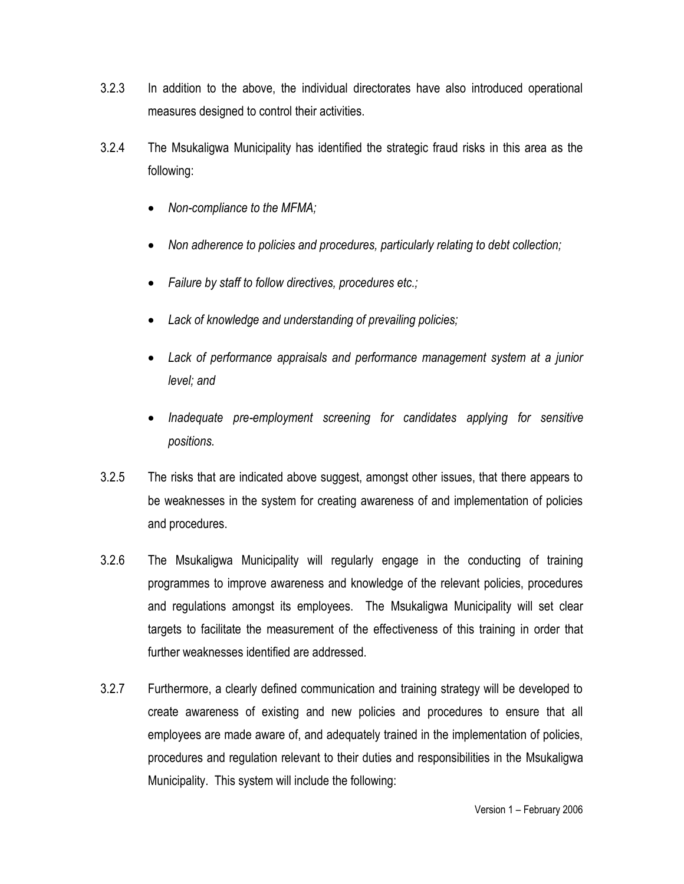3.2.3 In addition to the above, the individual directorates have also introduced operational measures designed to control their activities.

3.2.4 The Msukaligwa Municipality has identified the strategic fraud risks in this area as the following:

- *Non-compliance to the MFMA;*
- *Non adherence to policies and procedures, particularly relating to debt collection;*
- *Failure by staff to follow directives, procedures etc.;*
- *Lack of knowledge and understanding of prevailing policies;*
- *Lack of performance appraisals and performance management system at a junior level; and*
- *Inadequate pre-employment screening for candidates applying for sensitive positions.*

3.2.5 The risks that are indicated above suggest, amongst other issues, that there appears to be weaknesses in the system for creating awareness of and implementation of policies and procedures.

3.2.6 The Msukaligwa Municipality will regularly engage in the conducting of training programmes to improve awareness and knowledge of the relevant policies, procedures and regulations amongst its employees. The Msukaligwa Municipality will set clear targets to facilitate the measurement of the effectiveness of this training in order that further weaknesses identified are addressed.

3.2.7 Furthermore, a clearly defined communication and training strategy will be developed to create awareness of existing and new policies and procedures to ensure that all employees are made aware of, and adequately trained in the implementation of policies, procedures and regulation relevant to their duties and responsibilities in the Msukaligwa Municipality. This system will include the following: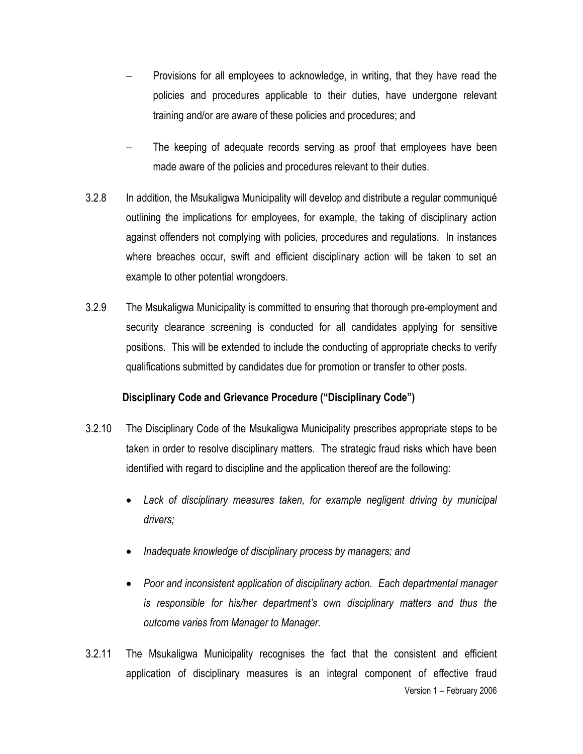- Provisions for all employees to acknowledge, in writing, that they have read the policies and procedures applicable to their duties, have undergone relevant training and/or are aware of these policies and procedures; and

- The keeping of adequate records serving as proof that employees have been made aware of the policies and procedures relevant to their duties.

3.2.8 In addition, the Msukaligwa Municipality will develop and distribute a regular communiqué outlining the implications for employees, for example, the taking of disciplinary action against offenders not complying with policies, procedures and regulations. In instances where breaches occur, swift and efficient disciplinary action will be taken to set an example to other potential wrongdoers.

3.2.9 The Msukaligwa Municipality is committed to ensuring that thorough pre-employment and security clearance screening is conducted for all candidates applying for sensitive positions. This will be extended to include the conducting of appropriate checks to verify qualifications submitted by candidates due for promotion or transfer to other posts.

**Disciplinary Code and Grievance Procedure ("Disciplinary Code")**

3.2.10 The Disciplinary Code of the Msukaligwa Municipality prescribes appropriate steps to be taken in order to resolve disciplinary matters. The strategic fraud risks which have been identified with regard to discipline and the application thereof are the following:

- *Lack of disciplinary measures taken, for example negligent driving by municipal drivers;*

- *Inadequate knowledge of disciplinary process by managers; and*

- *Poor and inconsistent application of disciplinary action. Each departmental manager is responsible for his/her department's own disciplinary matters and thus the outcome varies from Manager to Manager.*

3.2.11 The Msukaligwa Municipality recognises the fact that the consistent and efficient application of disciplinary measures is an integral component of effective fraud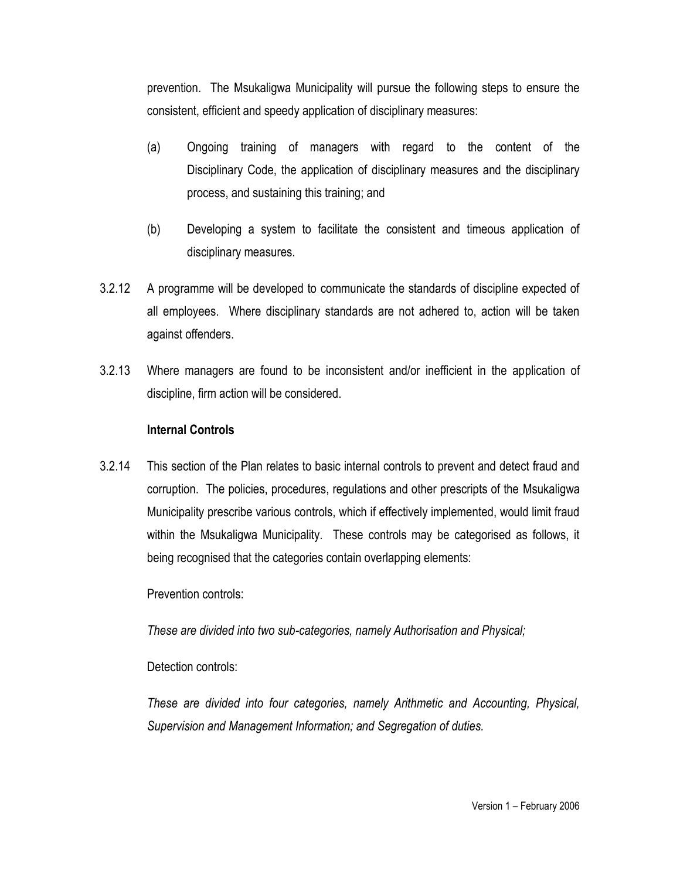prevention. The Msukaligwa Municipality will pursue the following steps to ensure the consistent, efficient and speedy application of disciplinary measures:

(a) Ongoing training of managers with regard to the content of the Disciplinary Code, the application of disciplinary measures and the disciplinary process, and sustaining this training; and

(b) Developing a system to facilitate the consistent and timeous application of disciplinary measures.

3.2.12 A programme will be developed to communicate the standards of discipline expected of all employees. Where disciplinary standards are not adhered to, action will be taken against offenders.

3.2.13 Where managers are found to be inconsistent and/or inefficient in the application of discipline, firm action will be considered.

**Internal Controls**

3.2.14 This section of the Plan relates to basic internal controls to prevent and detect fraud and corruption. The policies, procedures, regulations and other prescripts of the Msukaligwa Municipality prescribe various controls, which if effectively implemented, would limit fraud within the Msukaligwa Municipality. These controls may be categorised as follows, it being recognised that the categories contain overlapping elements:

Prevention controls:

*These are divided into two sub-categories, namely Authorisation and Physical;*

Detection controls:

*These are divided into four categories, namely Arithmetic and Accounting, Physical, Supervision and Management Information; and Segregation of duties.*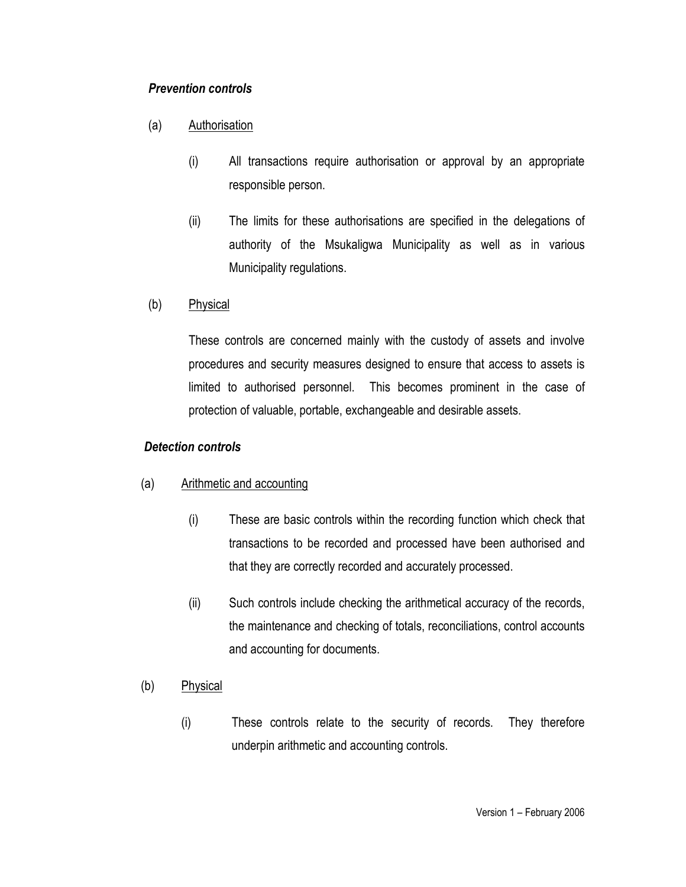***Prevention controls***

(a) Authorisation

(i) All transactions require authorisation or approval by an appropriate responsible person.

(ii) The limits for these authorisations are specified in the delegations of authority of the Msukaligwa Municipality as well as in various Municipality regulations.

(b) Physical

These controls are concerned mainly with the custody of assets and involve procedures and security measures designed to ensure that access to assets is limited to authorised personnel. This becomes prominent in the case of protection of valuable, portable, exchangeable and desirable assets.

***Detection controls***

(a) Arithmetic and accounting

(i) These are basic controls within the recording function which check that transactions to be recorded and processed have been authorised and that they are correctly recorded and accurately processed.

(ii) Such controls include checking the arithmetical accuracy of the records, the maintenance and checking of totals, reconciliations, control accounts and accounting for documents.

(b) Physical

(i) These controls relate to the security of records. They therefore underpin arithmetic and accounting controls.

Version 1 – February 2006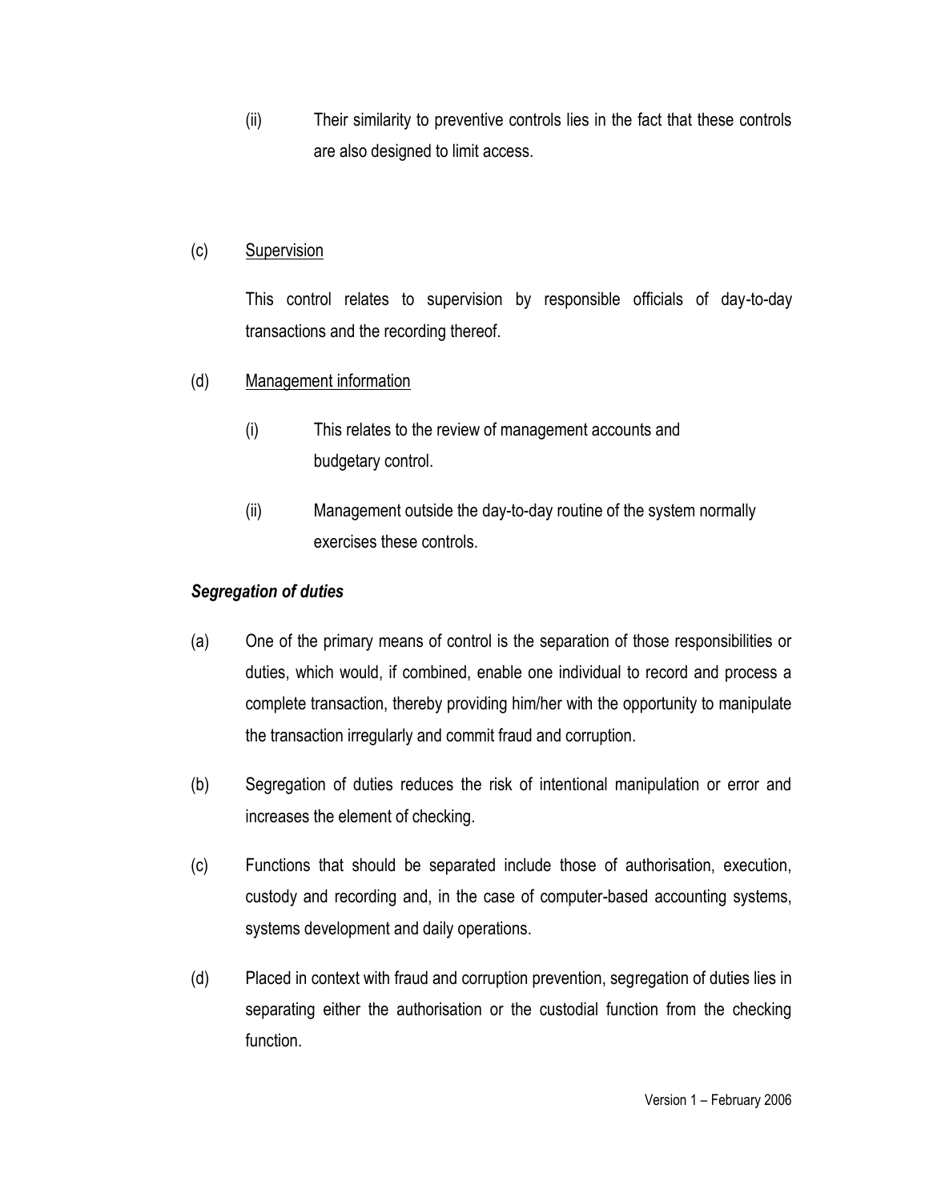(ii) Their similarity to preventive controls lies in the fact that these controls are also designed to limit access.

(c) <u>Supervision</u>

This control relates to supervision by responsible officials of day-to-day transactions and the recording thereof.

(d) <u>Management information</u>

(i) This relates to the review of management accounts and budgetary control.

(ii) Management outside the day-to-day routine of the system normally exercises these controls.

***Segregation of duties***

(a) One of the primary means of control is the separation of those responsibilities or duties, which would, if combined, enable one individual to record and process a complete transaction, thereby providing him/her with the opportunity to manipulate the transaction irregularly and commit fraud and corruption.

(b) Segregation of duties reduces the risk of intentional manipulation or error and increases the element of checking.

(c) Functions that should be separated include those of authorisation, execution, custody and recording and, in the case of computer-based accounting systems, systems development and daily operations.

(d) Placed in context with fraud and corruption prevention, segregation of duties lies in separating either the authorisation or the custodial function from the checking function.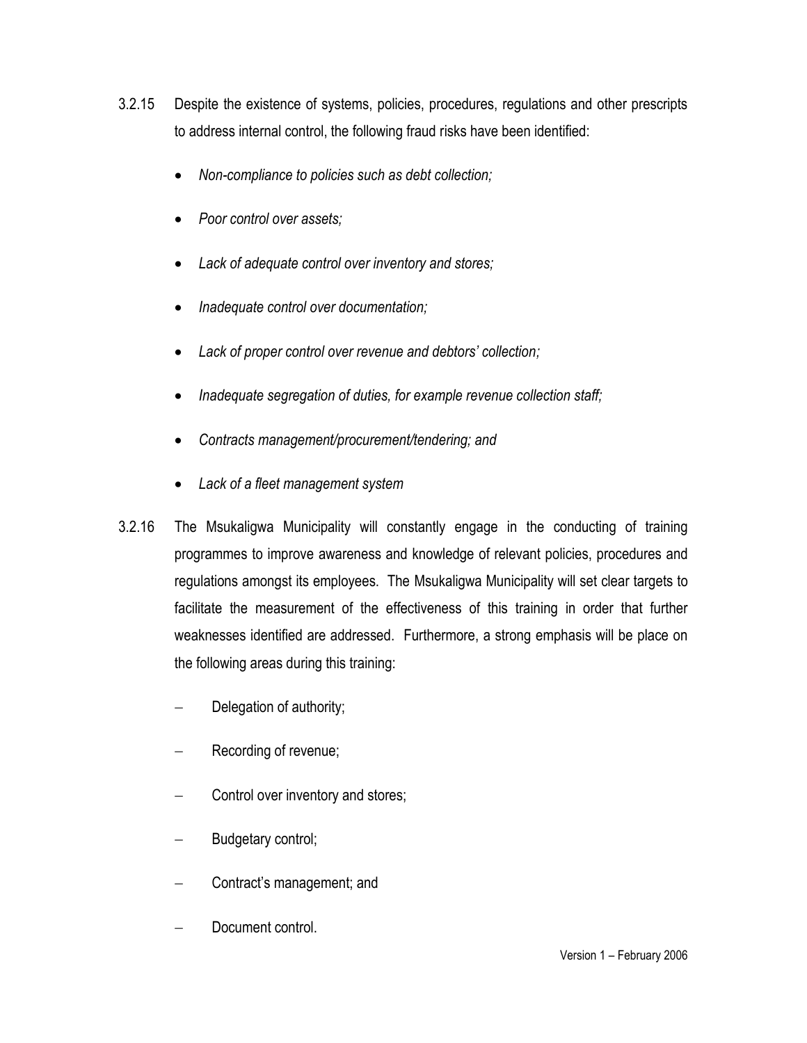3.2.15 Despite the existence of systems, policies, procedures, regulations and other prescripts to address internal control, the following fraud risks have been identified:

- *Non-compliance to policies such as debt collection;*
- *Poor control over assets;*
- *Lack of adequate control over inventory and stores;*
- *Inadequate control over documentation;*
- *Lack of proper control over revenue and debtors' collection;*
- *Inadequate segregation of duties, for example revenue collection staff;*
- *Contracts management/procurement/tendering; and*
- *Lack of a fleet management system*

3.2.16 The Msukaligwa Municipality will constantly engage in the conducting of training programmes to improve awareness and knowledge of relevant policies, procedures and regulations amongst its employees. The Msukaligwa Municipality will set clear targets to facilitate the measurement of the effectiveness of this training in order that further weaknesses identified are addressed. Furthermore, a strong emphasis will be place on the following areas during this training:

- Delegation of authority;
- Recording of revenue;
- Control over inventory and stores;
- Budgetary control;
- Contract's management; and
- Document control.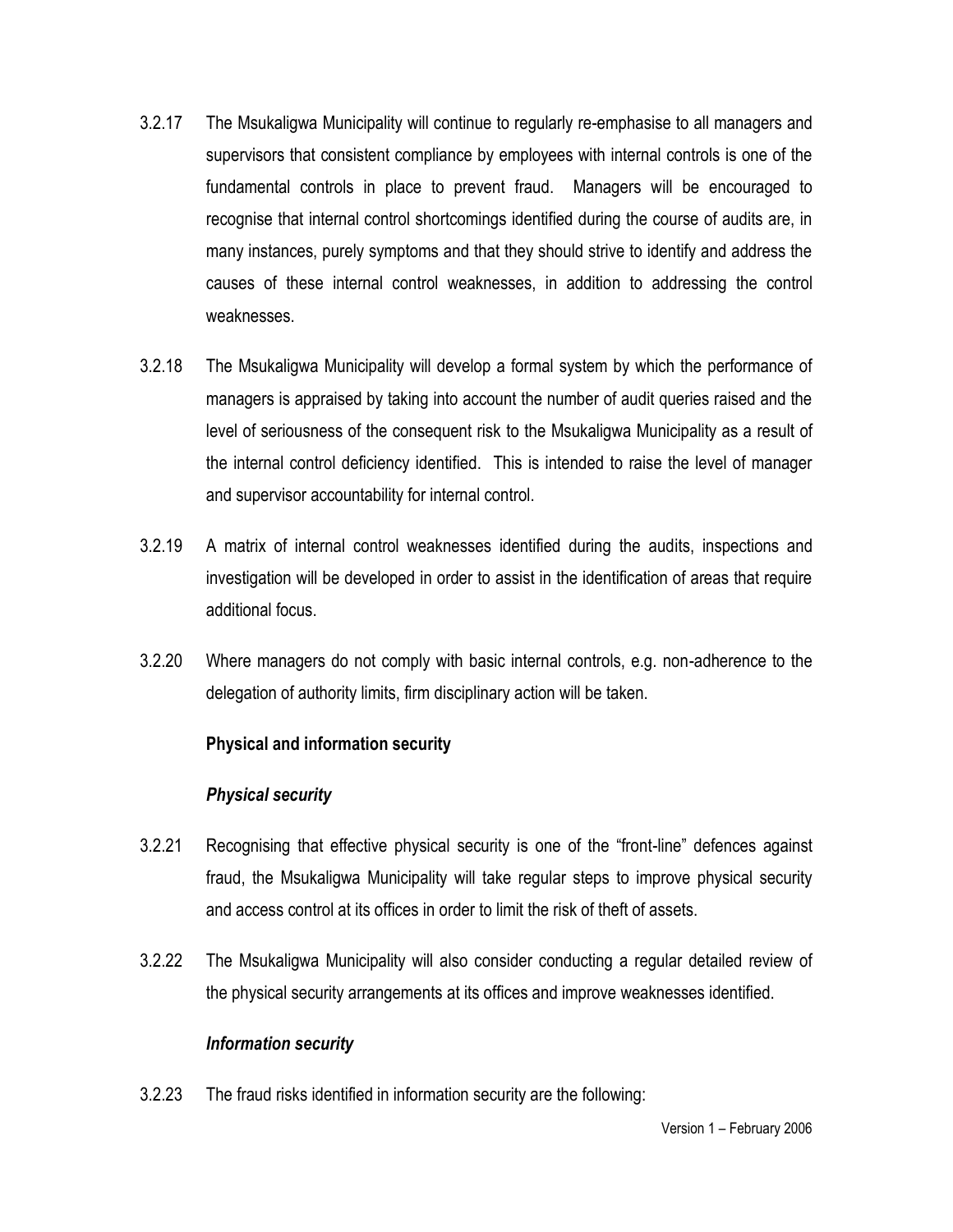3.2.17 The Msukaligwa Municipality will continue to regularly re-emphasise to all managers and supervisors that consistent compliance by employees with internal controls is one of the fundamental controls in place to prevent fraud. Managers will be encouraged to recognise that internal control shortcomings identified during the course of audits are, in many instances, purely symptoms and that they should strive to identify and address the causes of these internal control weaknesses, in addition to addressing the control weaknesses.

3.2.18 The Msukaligwa Municipality will develop a formal system by which the performance of managers is appraised by taking into account the number of audit queries raised and the level of seriousness of the consequent risk to the Msukaligwa Municipality as a result of the internal control deficiency identified. This is intended to raise the level of manager and supervisor accountability for internal control.

3.2.19 A matrix of internal control weaknesses identified during the audits, inspections and investigation will be developed in order to assist in the identification of areas that require additional focus.

3.2.20 Where managers do not comply with basic internal controls, e.g. non-adherence to the delegation of authority limits, firm disciplinary action will be taken.

**Physical and information security**

***Physical security***

3.2.21 Recognising that effective physical security is one of the "front-line" defences against fraud, the Msukaligwa Municipality will take regular steps to improve physical security and access control at its offices in order to limit the risk of theft of assets.

3.2.22 The Msukaligwa Municipality will also consider conducting a regular detailed review of the physical security arrangements at its offices and improve weaknesses identified.

***Information security***

3.2.23 The fraud risks identified in information security are the following: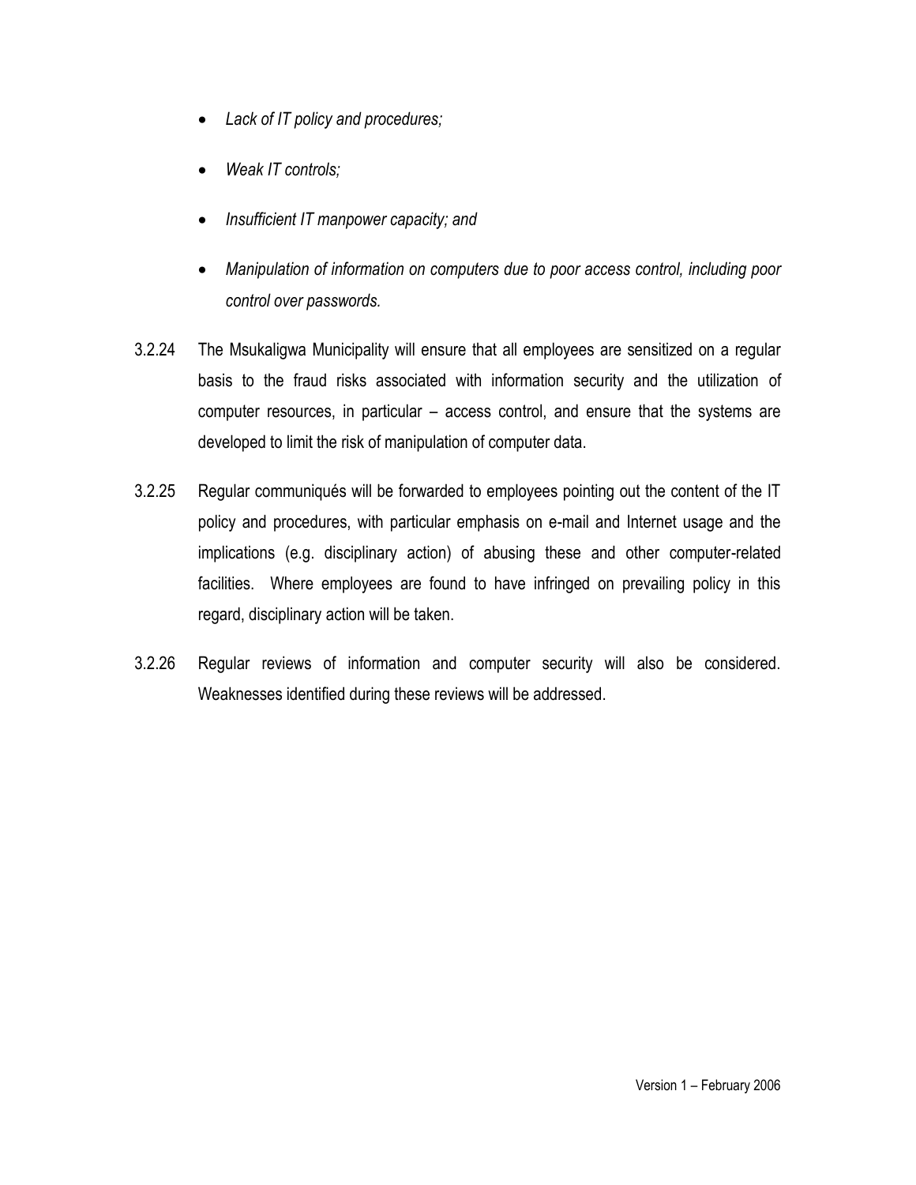- *Lack of IT policy and procedures;*
- *Weak IT controls;*
- *Insufficient IT manpower capacity; and*
- *Manipulation of information on computers due to poor access control, including poor control over passwords.*

3.2.24 The Msukaligwa Municipality will ensure that all employees are sensitized on a regular basis to the fraud risks associated with information security and the utilization of computer resources, in particular – access control, and ensure that the systems are developed to limit the risk of manipulation of computer data.

3.2.25 Regular communiqués will be forwarded to employees pointing out the content of the IT policy and procedures, with particular emphasis on e-mail and Internet usage and the implications (e.g. disciplinary action) of abusing these and other computer-related facilities. Where employees are found to have infringed on prevailing policy in this regard, disciplinary action will be taken.

3.2.26 Regular reviews of information and computer security will also be considered. Weaknesses identified during these reviews will be addressed.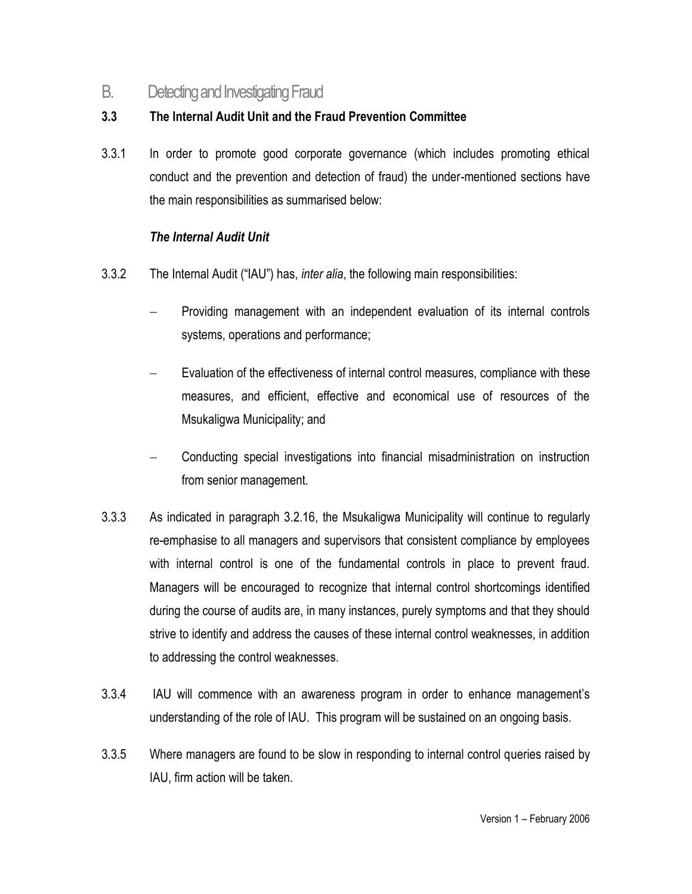## B. Detecting and Investigating Fraud

### 3.3 The Internal Audit Unit and the Fraud Prevention Committee

3.3.1 In order to promote good corporate governance (which includes promoting ethical conduct and the prevention and detection of fraud) the under-mentioned sections have the main responsibilities as summarised below:

***The Internal Audit Unit***

3.3.2 The Internal Audit ("IAU") has, *inter alia*, the following main responsibilities:

- Providing management with an independent evaluation of its internal controls systems, operations and performance;
- Evaluation of the effectiveness of internal control measures, compliance with these measures, and efficient, effective and economical use of resources of the Msukaligwa Municipality; and
- Conducting special investigations into financial misadministration on instruction from senior management.

3.3.3 As indicated in paragraph 3.2.16, the Msukaligwa Municipality will continue to regularly re-emphasise to all managers and supervisors that consistent compliance by employees with internal control is one of the fundamental controls in place to prevent fraud. Managers will be encouraged to recognize that internal control shortcomings identified during the course of audits are, in many instances, purely symptoms and that they should strive to identify and address the causes of these internal control weaknesses, in addition to addressing the control weaknesses.

3.3.4 IAU will commence with an awareness program in order to enhance management's understanding of the role of IAU. This program will be sustained on an ongoing basis.

3.3.5 Where managers are found to be slow in responding to internal control queries raised by IAU, firm action will be taken.

Version 1 – February 2006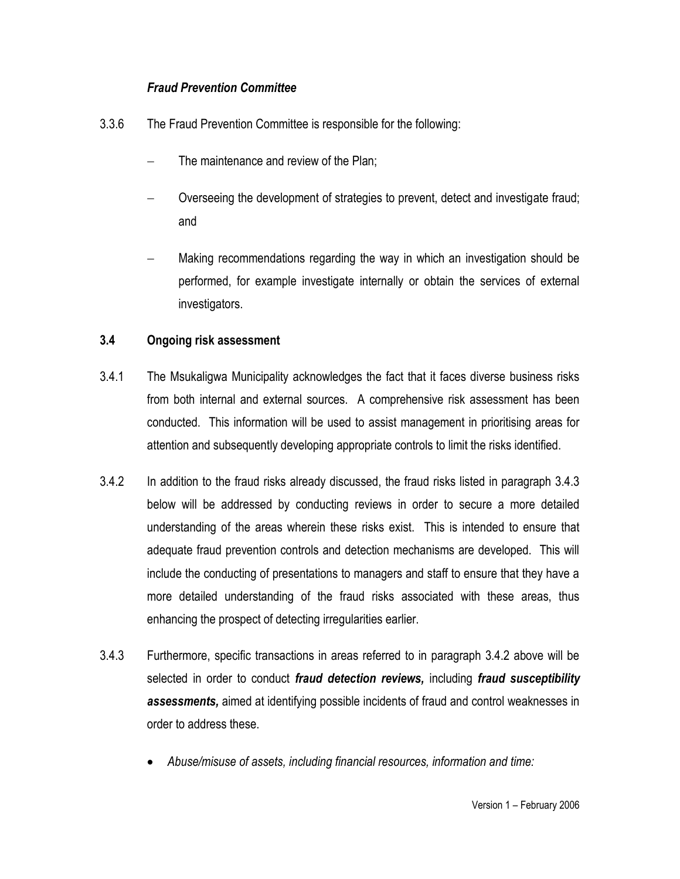*Fraud Prevention Committee*

3.3.6 The Fraud Prevention Committee is responsible for the following:

- The maintenance and review of the Plan;
- Overseeing the development of strategies to prevent, detect and investigate fraud; and
- Making recommendations regarding the way in which an investigation should be performed, for example investigate internally or obtain the services of external investigators.

### 3.4 Ongoing risk assessment

3.4.1 The Msukaligwa Municipality acknowledges the fact that it faces diverse business risks from both internal and external sources. A comprehensive risk assessment has been conducted. This information will be used to assist management in prioritising areas for attention and subsequently developing appropriate controls to limit the risks identified.

3.4.2 In addition to the fraud risks already discussed, the fraud risks listed in paragraph 3.4.3 below will be addressed by conducting reviews in order to secure a more detailed understanding of the areas wherein these risks exist. This is intended to ensure that adequate fraud prevention controls and detection mechanisms are developed. This will include the conducting of presentations to managers and staff to ensure that they have a more detailed understanding of the fraud risks associated with these areas, thus enhancing the prospect of detecting irregularities earlier.

3.4.3 Furthermore, specific transactions in areas referred to in paragraph 3.4.2 above will be selected in order to conduct ***fraud detection reviews,*** including ***fraud susceptibility assessments,*** aimed at identifying possible incidents of fraud and control weaknesses in order to address these.

- *Abuse/misuse of assets, including financial resources, information and time:*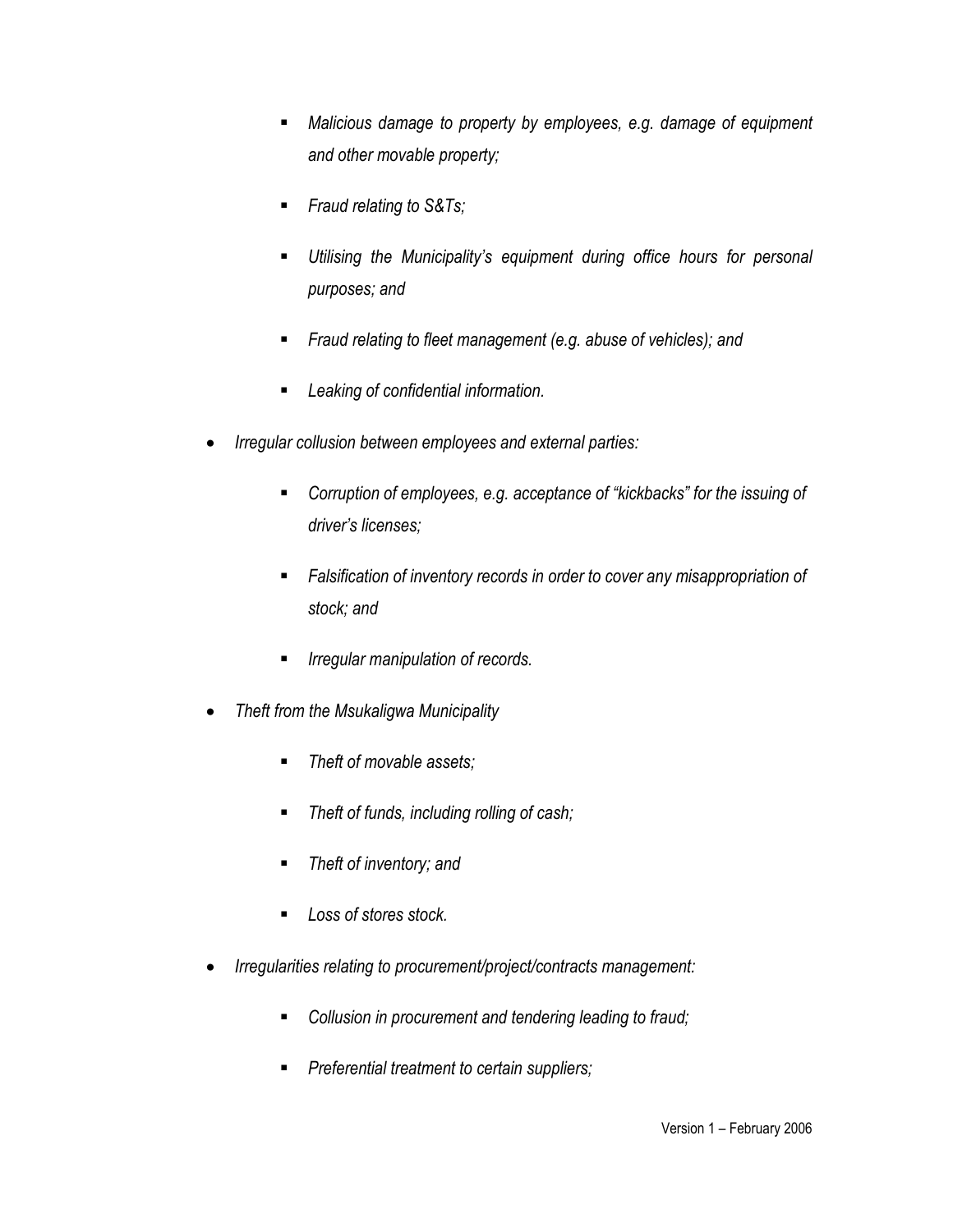- *Malicious damage to property by employees, e.g. damage of equipment and other movable property;*

  - *Fraud relating to S&Ts;*

  - *Utilising the Municipality's equipment during office hours for personal purposes; and*

  - *Fraud relating to fleet management (e.g. abuse of vehicles); and*

  - *Leaking of confidential information.*

- *Irregular collusion between employees and external parties:*

  - *Corruption of employees, e.g. acceptance of "kickbacks" for the issuing of driver's licenses;*

  - *Falsification of inventory records in order to cover any misappropriation of stock; and*

  - *Irregular manipulation of records.*

- *Theft from the Msukaligwa Municipality*

  - *Theft of movable assets;*

  - *Theft of funds, including rolling of cash;*

  - *Theft of inventory; and*

  - *Loss of stores stock.*

- *Irregularities relating to procurement/project/contracts management:*

  - *Collusion in procurement and tendering leading to fraud;*

  - *Preferential treatment to certain suppliers;*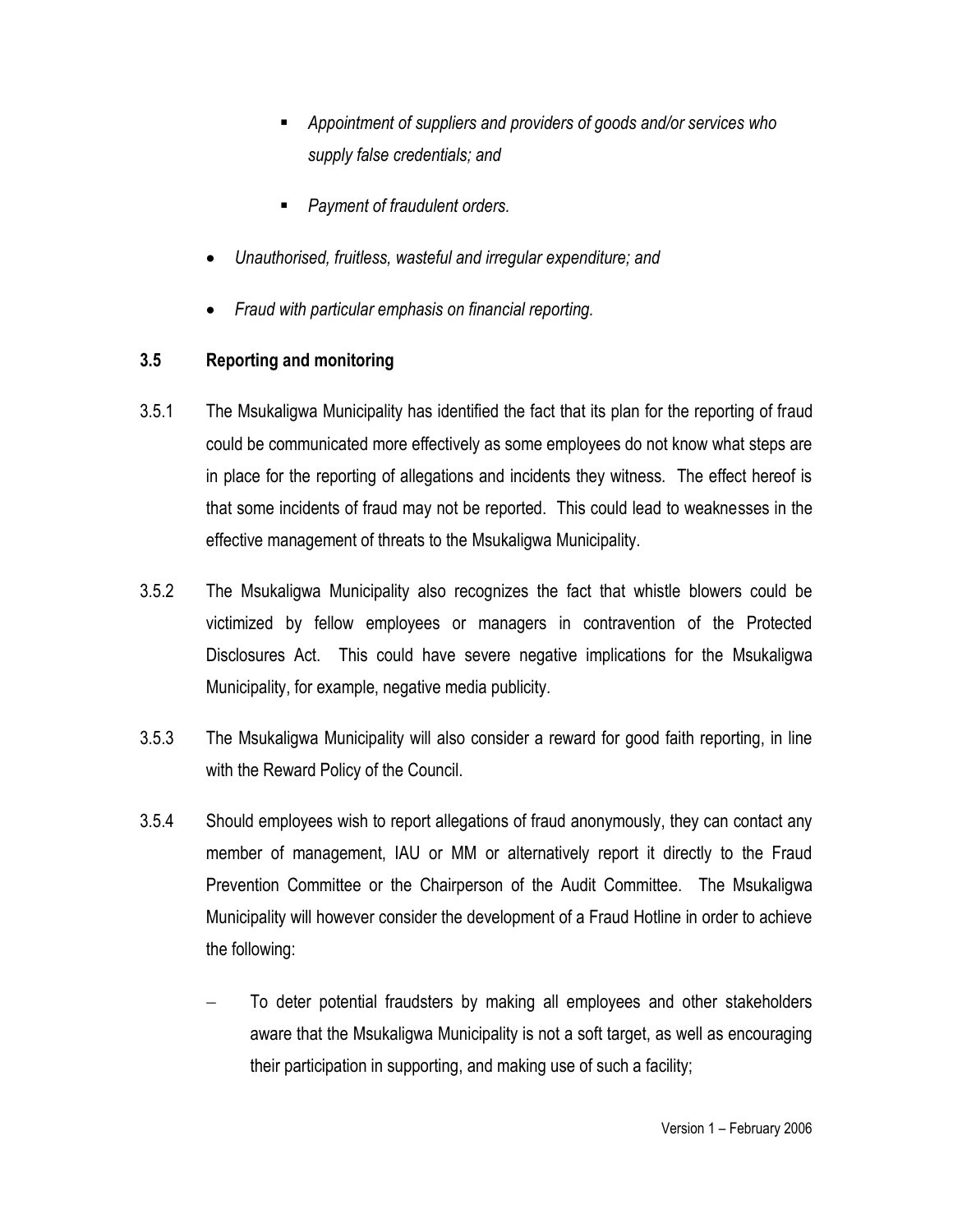- *Appointment of suppliers and providers of goods and/or services who supply false credentials; and*
- *Payment of fraudulent orders.*

- *Unauthorised, fruitless, wasteful and irregular expenditure; and*
- *Fraud with particular emphasis on financial reporting.*

### 3.5 Reporting and monitoring

3.5.1 The Msukaligwa Municipality has identified the fact that its plan for the reporting of fraud could be communicated more effectively as some employees do not know what steps are in place for the reporting of allegations and incidents they witness. The effect hereof is that some incidents of fraud may not be reported. This could lead to weaknesses in the effective management of threats to the Msukaligwa Municipality.

3.5.2 The Msukaligwa Municipality also recognizes the fact that whistle blowers could be victimized by fellow employees or managers in contravention of the Protected Disclosures Act. This could have severe negative implications for the Msukaligwa Municipality, for example, negative media publicity.

3.5.3 The Msukaligwa Municipality will also consider a reward for good faith reporting, in line with the Reward Policy of the Council.

3.5.4 Should employees wish to report allegations of fraud anonymously, they can contact any member of management, IAU or MM or alternatively report it directly to the Fraud Prevention Committee or the Chairperson of the Audit Committee. The Msukaligwa Municipality will however consider the development of a Fraud Hotline in order to achieve the following:

- To deter potential fraudsters by making all employees and other stakeholders aware that the Msukaligwa Municipality is not a soft target, as well as encouraging their participation in supporting, and making use of such a facility;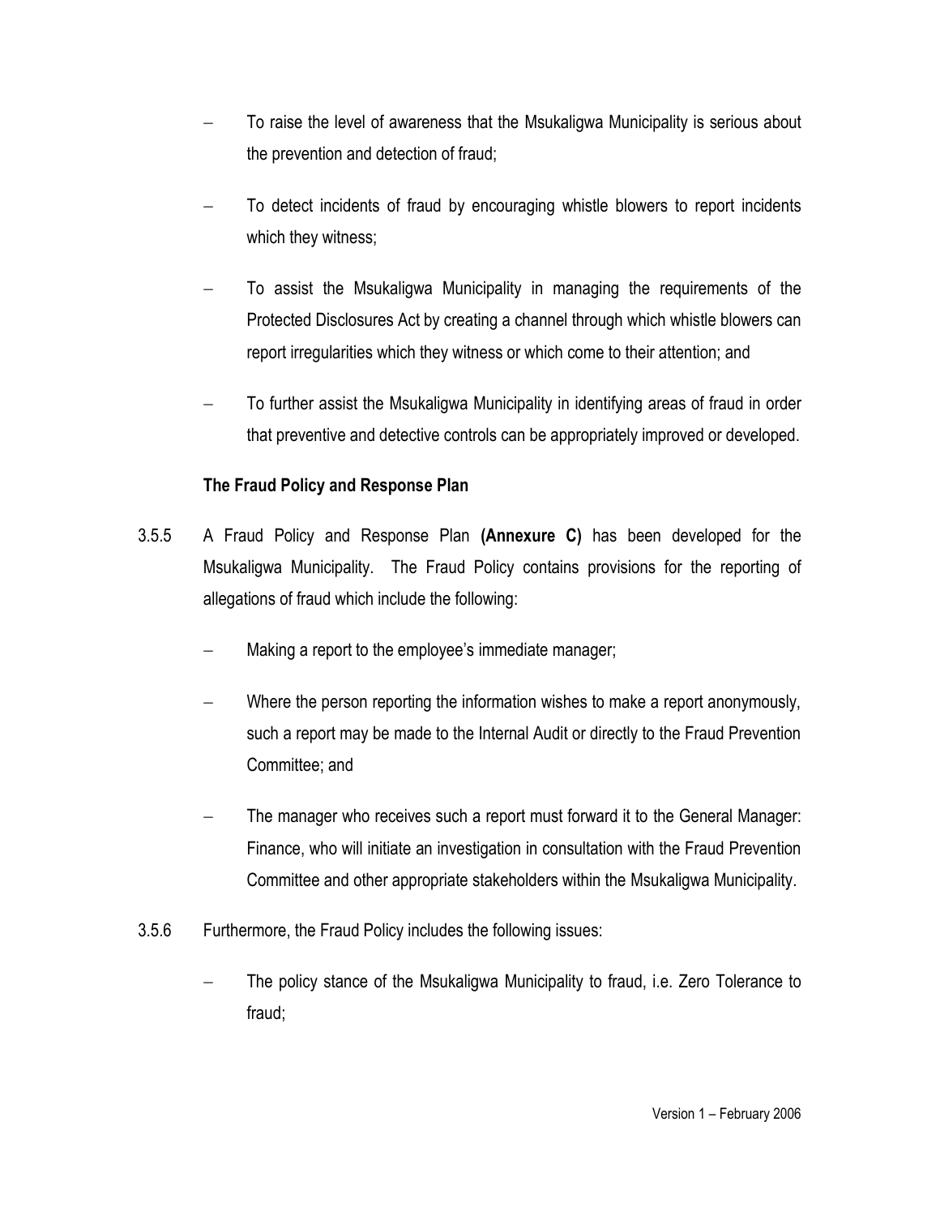- To raise the level of awareness that the Msukaligwa Municipality is serious about the prevention and detection of fraud;
- To detect incidents of fraud by encouraging whistle blowers to report incidents which they witness;
- To assist the Msukaligwa Municipality in managing the requirements of the Protected Disclosures Act by creating a channel through which whistle blowers can report irregularities which they witness or which come to their attention; and
- To further assist the Msukaligwa Municipality in identifying areas of fraud in order that preventive and detective controls can be appropriately improved or developed.

**The Fraud Policy and Response Plan**

3.5.5 A Fraud Policy and Response Plan **(Annexure C)** has been developed for the Msukaligwa Municipality. The Fraud Policy contains provisions for the reporting of allegations of fraud which include the following:

- Making a report to the employee's immediate manager;
- Where the person reporting the information wishes to make a report anonymously, such a report may be made to the Internal Audit or directly to the Fraud Prevention Committee; and
- The manager who receives such a report must forward it to the General Manager: Finance, who will initiate an investigation in consultation with the Fraud Prevention Committee and other appropriate stakeholders within the Msukaligwa Municipality.

3.5.6 Furthermore, the Fraud Policy includes the following issues:

- The policy stance of the Msukaligwa Municipality to fraud, i.e. Zero Tolerance to fraud;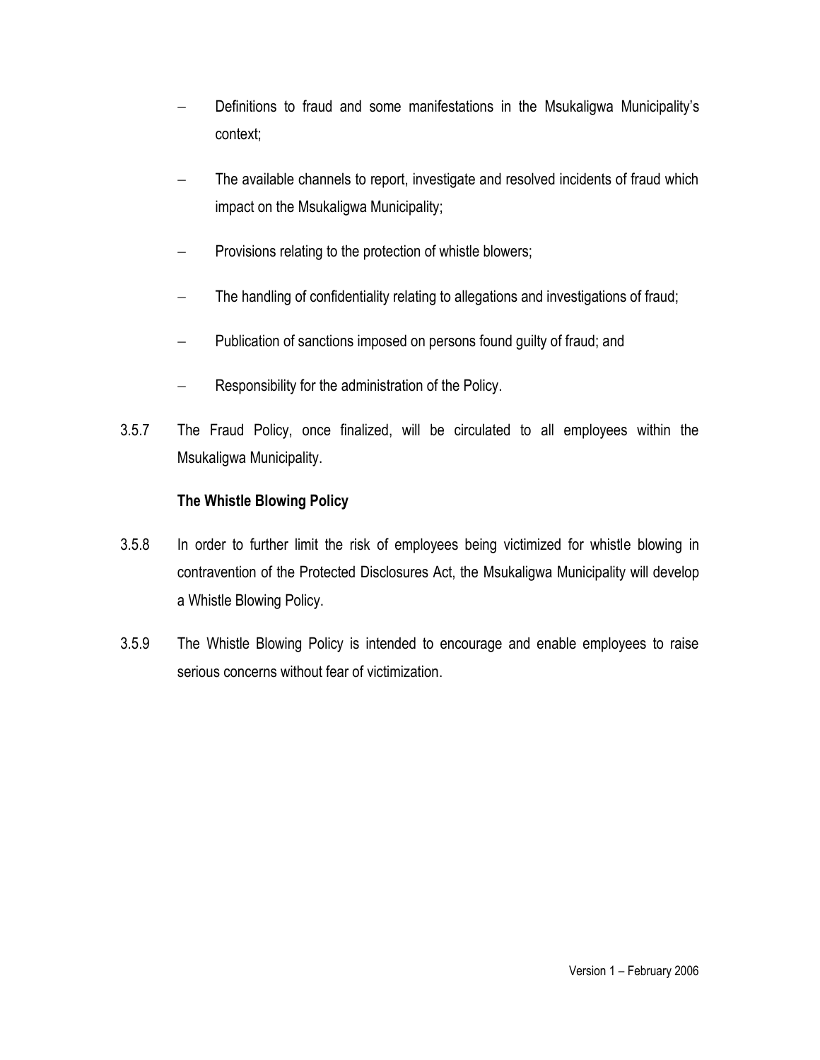- Definitions to fraud and some manifestations in the Msukaligwa Municipality's context;
- The available channels to report, investigate and resolved incidents of fraud which impact on the Msukaligwa Municipality;
- Provisions relating to the protection of whistle blowers;
- The handling of confidentiality relating to allegations and investigations of fraud;
- Publication of sanctions imposed on persons found guilty of fraud; and
- Responsibility for the administration of the Policy.

3.5.7 The Fraud Policy, once finalized, will be circulated to all employees within the Msukaligwa Municipality.

**The Whistle Blowing Policy**

3.5.8 In order to further limit the risk of employees being victimized for whistle blowing in contravention of the Protected Disclosures Act, the Msukaligwa Municipality will develop a Whistle Blowing Policy.

3.5.9 The Whistle Blowing Policy is intended to encourage and enable employees to raise serious concerns without fear of victimization.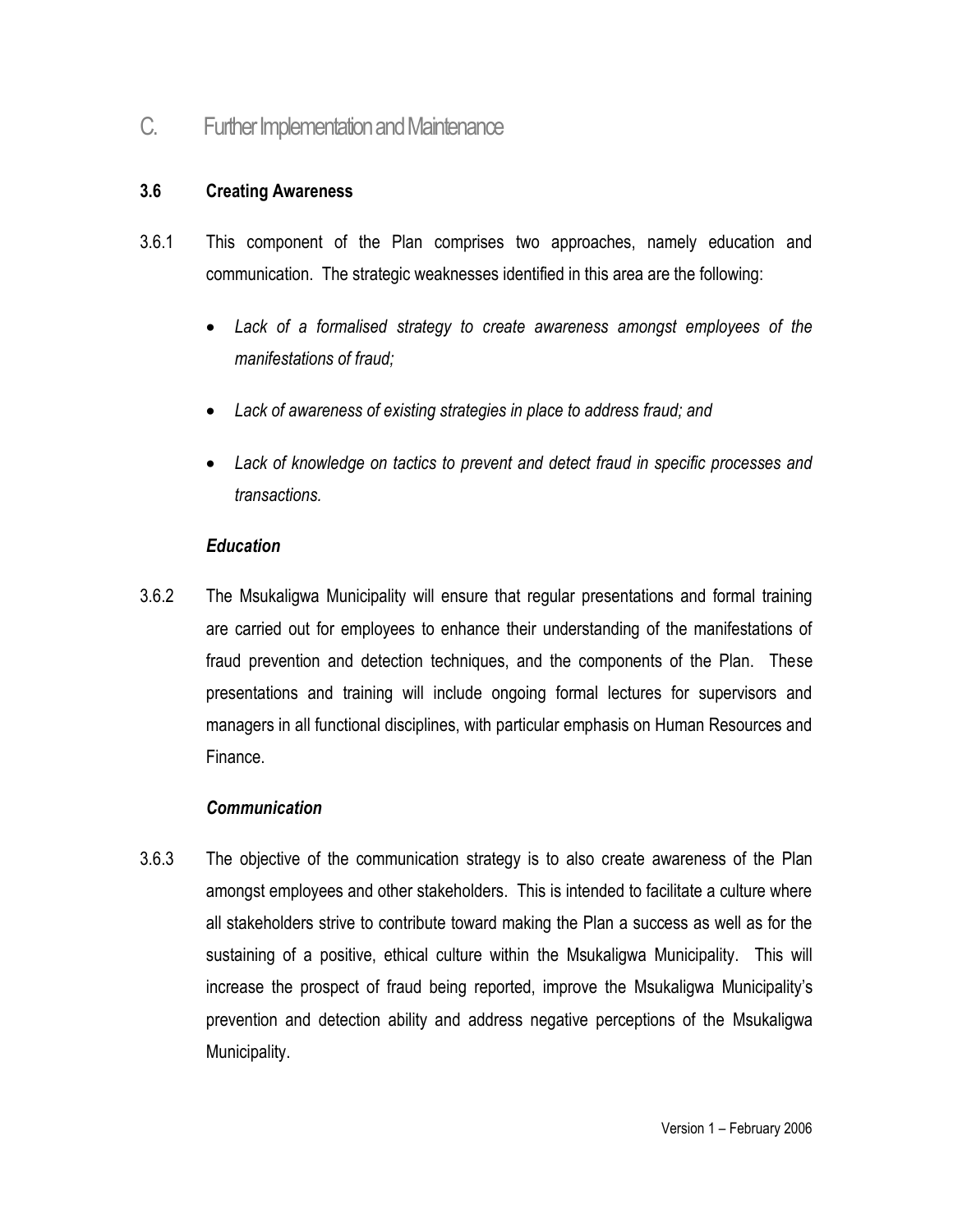# C. Further Implementation and Maintenance

### 3.6 Creating Awareness

3.6.1 This component of the Plan comprises two approaches, namely education and communication. The strategic weaknesses identified in this area are the following:

- *Lack of a formalised strategy to create awareness amongst employees of the manifestations of fraud;*
- *Lack of awareness of existing strategies in place to address fraud; and*
- *Lack of knowledge on tactics to prevent and detect fraud in specific processes and transactions.*

***Education***

3.6.2 The Msukaligwa Municipality will ensure that regular presentations and formal training are carried out for employees to enhance their understanding of the manifestations of fraud prevention and detection techniques, and the components of the Plan. These presentations and training will include ongoing formal lectures for supervisors and managers in all functional disciplines, with particular emphasis on Human Resources and Finance.

***Communication***

3.6.3 The objective of the communication strategy is to also create awareness of the Plan amongst employees and other stakeholders. This is intended to facilitate a culture where all stakeholders strive to contribute toward making the Plan a success as well as for the sustaining of a positive, ethical culture within the Msukaligwa Municipality. This will increase the prospect of fraud being reported, improve the Msukaligwa Municipality's prevention and detection ability and address negative perceptions of the Msukaligwa Municipality.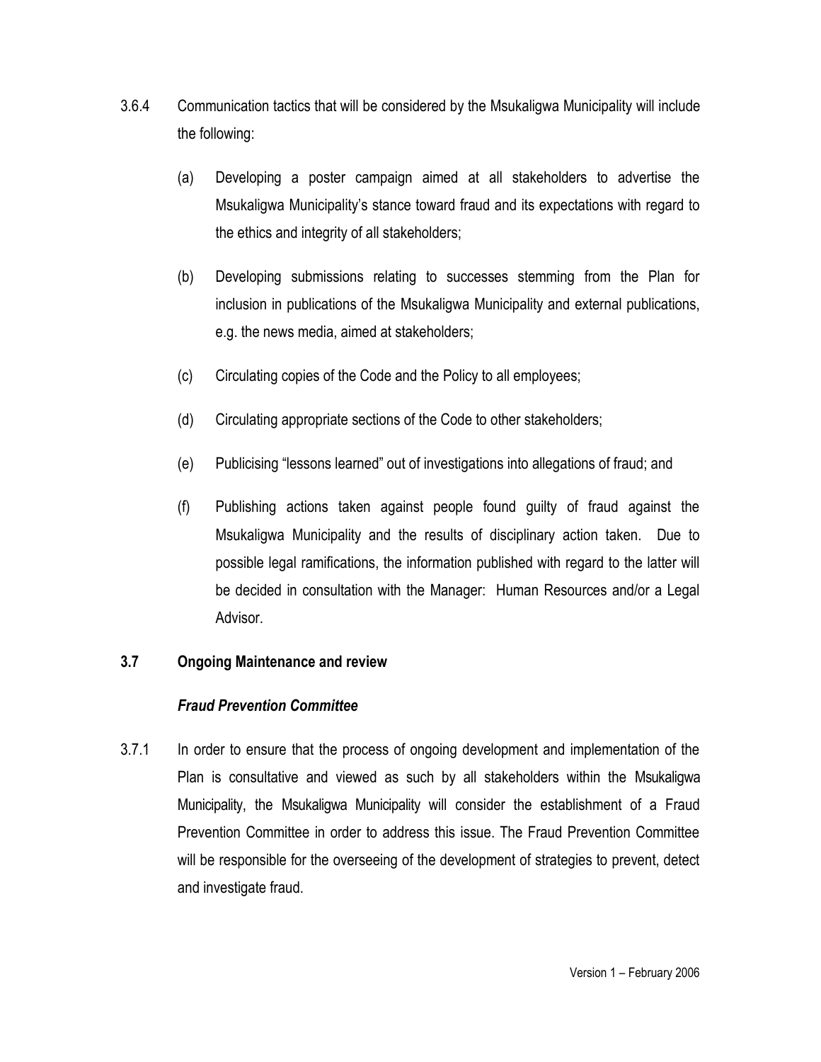3.6.4 Communication tactics that will be considered by the Msukaligwa Municipality will include the following:

(a) Developing a poster campaign aimed at all stakeholders to advertise the Msukaligwa Municipality's stance toward fraud and its expectations with regard to the ethics and integrity of all stakeholders;

(b) Developing submissions relating to successes stemming from the Plan for inclusion in publications of the Msukaligwa Municipality and external publications, e.g. the news media, aimed at stakeholders;

(c) Circulating copies of the Code and the Policy to all employees;

(d) Circulating appropriate sections of the Code to other stakeholders;

(e) Publicising "lessons learned" out of investigations into allegations of fraud; and

(f) Publishing actions taken against people found guilty of fraud against the Msukaligwa Municipality and the results of disciplinary action taken. Due to possible legal ramifications, the information published with regard to the latter will be decided in consultation with the Manager: Human Resources and/or a Legal Advisor.

### 3.7 Ongoing Maintenance and review

***Fraud Prevention Committee***

3.7.1 In order to ensure that the process of ongoing development and implementation of the Plan is consultative and viewed as such by all stakeholders within the Msukaligwa Municipality, the Msukaligwa Municipality will consider the establishment of a Fraud Prevention Committee in order to address this issue. The Fraud Prevention Committee will be responsible for the overseeing of the development of strategies to prevent, detect and investigate fraud.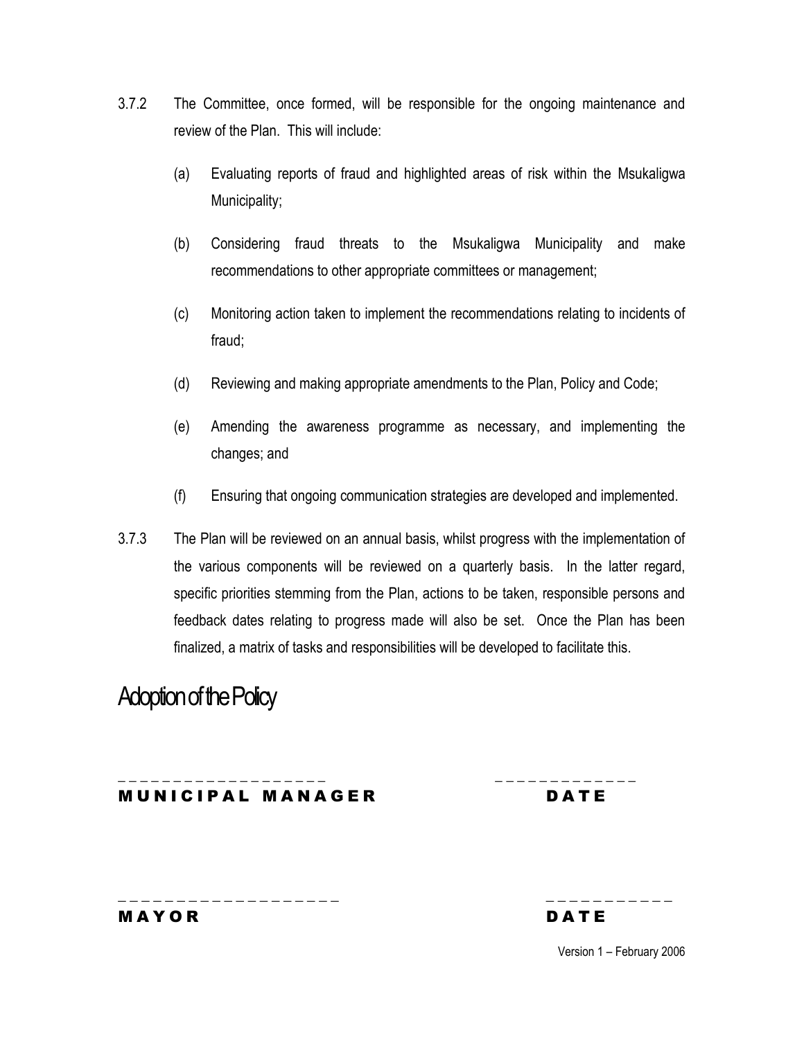3.7.2 The Committee, once formed, will be responsible for the ongoing maintenance and review of the Plan. This will include:

(a) Evaluating reports of fraud and highlighted areas of risk within the Msukaligwa Municipality;

(b) Considering fraud threats to the Msukaligwa Municipality and make recommendations to other appropriate committees or management;

(c) Monitoring action taken to implement the recommendations relating to incidents of fraud;

(d) Reviewing and making appropriate amendments to the Plan, Policy and Code;

(e) Amending the awareness programme as necessary, and implementing the changes; and

(f) Ensuring that ongoing communication strategies are developed and implemented.

3.7.3 The Plan will be reviewed on an annual basis, whilst progress with the implementation of the various components will be reviewed on a quarterly basis. In the latter regard, specific priorities stemming from the Plan, actions to be taken, responsible persons and feedback dates relating to progress made will also be set. Once the Plan has been finalized, a matrix of tasks and responsibilities will be developed to facilitate this.

# Adoption of the Policy

_ _ _ _ _ _ _ _ _ _ _ _ _ _ _ _ _ _ _ _ &nbsp;&nbsp;&nbsp;&nbsp;&nbsp;&nbsp;&nbsp;&nbsp;&nbsp;&nbsp; _ _ _ _ _ _ _ _ _ _ _ _ _

**MUNICIPAL MANAGER** &nbsp;&nbsp;&nbsp;&nbsp;&nbsp;&nbsp;&nbsp;&nbsp;&nbsp;&nbsp; **DATE**

_ _ _ _ _ _ _ _ _ _ _ _ _ _ _ _ _ _ _ _ &nbsp;&nbsp;&nbsp;&nbsp;&nbsp;&nbsp;&nbsp;&nbsp;&nbsp;&nbsp; _ _ _ _ _ _ _ _ _ _ _

**MAYOR** &nbsp;&nbsp;&nbsp;&nbsp;&nbsp;&nbsp;&nbsp;&nbsp;&nbsp;&nbsp; **DATE**

Version 1 – February 2006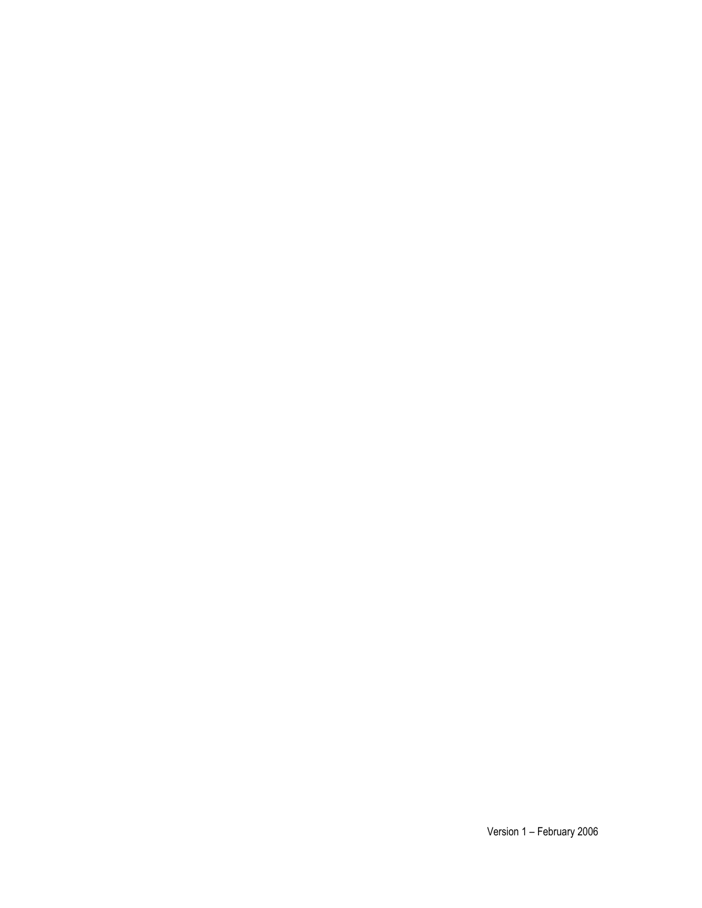Version 1 – February 2006